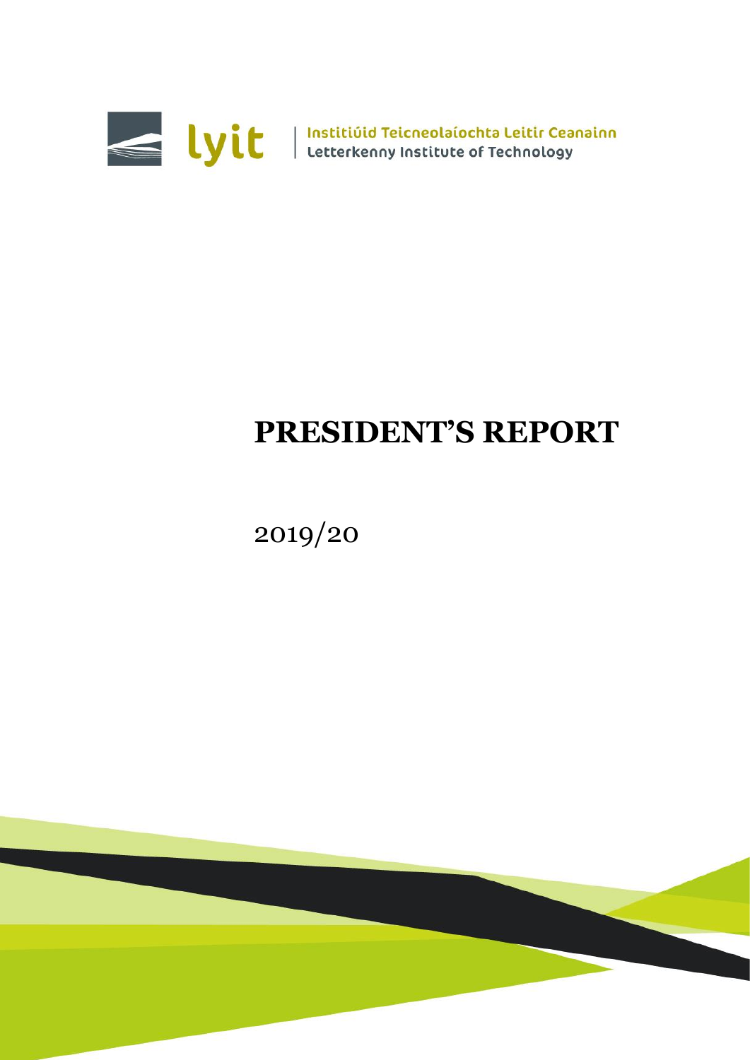lyit | Institiúid Teicneolaíochta Leitir Ceanainn
Letterkenny Institute of Technology

# PRESIDENT'S REPORT

2019/20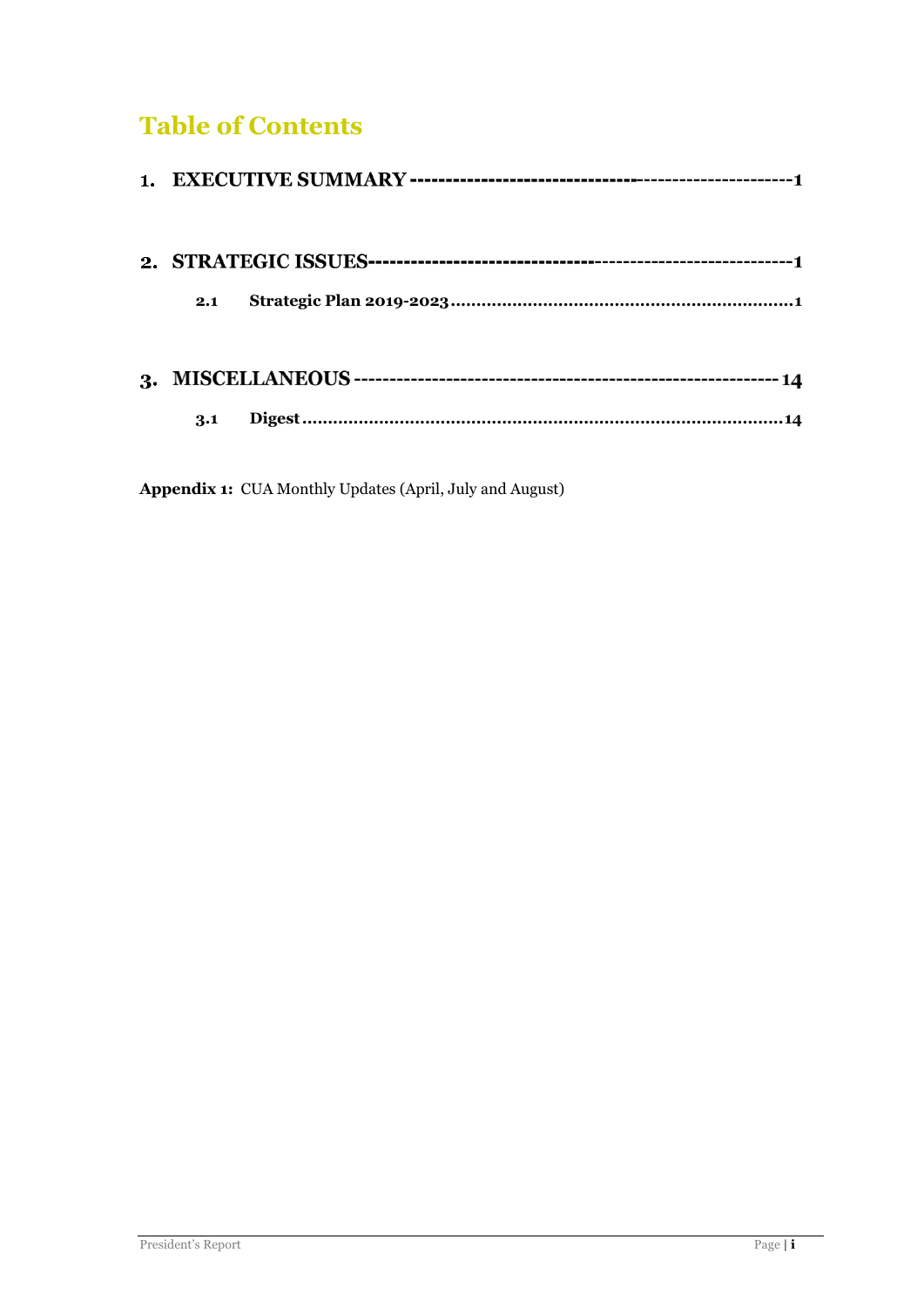# Table of Contents

**1. EXECUTIVE SUMMARY** ---------------------------------------------------- **1**

**2. STRATEGIC ISSUES** ------------------------------------------------------- **1**

- **2.1 Strategic Plan 2019-2023** ........................................................ **1**

**3. MISCELLANEOUS** ---------------------------------------------------------- **14**

- **3.1 Digest** .................................................................................. **14**

**Appendix 1:** CUA Monthly Updates (April, July and August)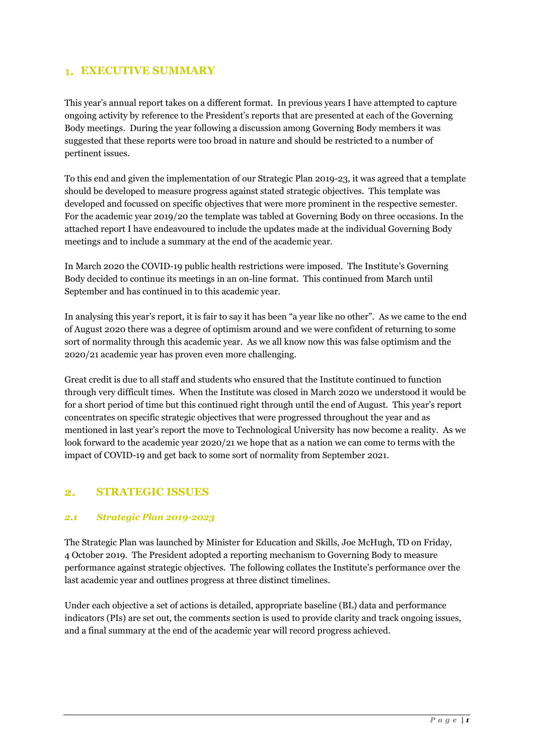## 1. EXECUTIVE SUMMARY

This year's annual report takes on a different format. In previous years I have attempted to capture ongoing activity by reference to the President's reports that are presented at each of the Governing Body meetings. During the year following a discussion among Governing Body members it was suggested that these reports were too broad in nature and should be restricted to a number of pertinent issues.

To this end and given the implementation of our Strategic Plan 2019-23, it was agreed that a template should be developed to measure progress against stated strategic objectives. This template was developed and focussed on specific objectives that were more prominent in the respective semester. For the academic year 2019/20 the template was tabled at Governing Body on three occasions. In the attached report I have endeavoured to include the updates made at the individual Governing Body meetings and to include a summary at the end of the academic year.

In March 2020 the COVID-19 public health restrictions were imposed. The Institute's Governing Body decided to continue its meetings in an on-line format. This continued from March until September and has continued in to this academic year.

In analysing this year's report, it is fair to say it has been "a year like no other". As we came to the end of August 2020 there was a degree of optimism around and we were confident of returning to some sort of normality through this academic year. As we all know now this was false optimism and the 2020/21 academic year has proven even more challenging.

Great credit is due to all staff and students who ensured that the Institute continued to function through very difficult times. When the Institute was closed in March 2020 we understood it would be for a short period of time but this continued right through until the end of August. This year's report concentrates on specific strategic objectives that were progressed throughout the year and as mentioned in last year's report the move to Technological University has now become a reality. As we look forward to the academic year 2020/21 we hope that as a nation we can come to terms with the impact of COVID-19 and get back to some sort of normality from September 2021.

## 2. STRATEGIC ISSUES

### *2.1 Strategic Plan 2019-2023*

The Strategic Plan was launched by Minister for Education and Skills, Joe McHugh, TD on Friday, 4 October 2019. The President adopted a reporting mechanism to Governing Body to measure performance against strategic objectives. The following collates the Institute's performance over the last academic year and outlines progress at three distinct timelines.

Under each objective a set of actions is detailed, appropriate baseline (BL) data and performance indicators (PIs) are set out, the comments section is used to provide clarity and track ongoing issues, and a final summary at the end of the academic year will record progress achieved.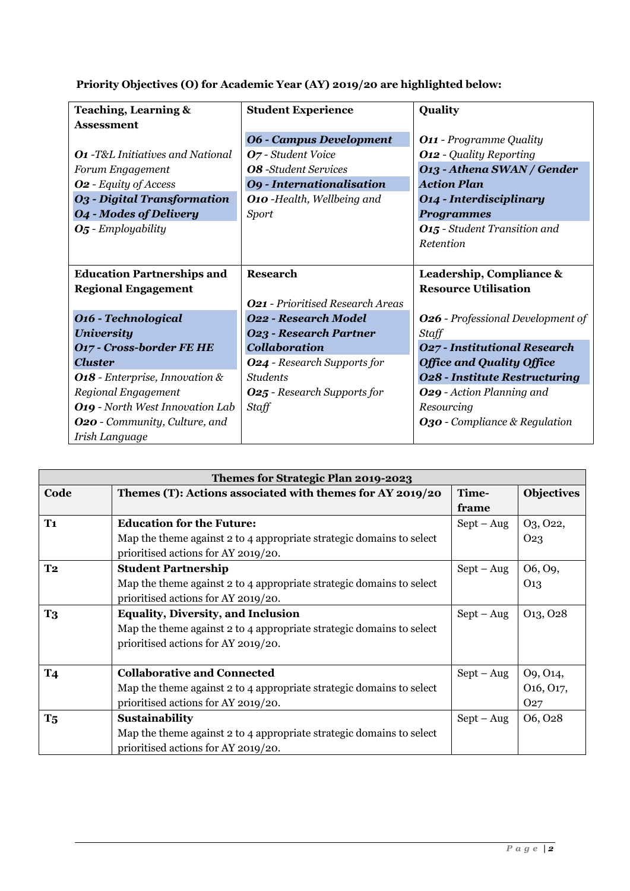**Priority Objectives (O) for Academic Year (AY) 2019/20 are highlighted below:**

| **Teaching, Learning & Assessment** | **Student Experience** | **Quality** |
|---|---|---|
| ***O1*** *-T&L Initiatives and National Forum Engagement*<br>***O2*** *- Equity of Access*<br>***O3 - Digital Transformation***<br>***O4 - Modes of Delivery***<br>***O5*** *- Employability* | ***O6 - Campus Development***<br>***O7*** *- Student Voice*<br>***O8*** *-Student Services*<br>***O9 - Internationalisation***<br>***O10*** *-Health, Wellbeing and Sport* | ***O11*** *- Programme Quality*<br>***O12*** *- Quality Reporting*<br>***O13 - Athena SWAN / Gender Action Plan***<br>***O14 - Interdisciplinary Programmes***<br>***O15*** *- Student Transition and Retention* |
| **Education Partnerships and Regional Engagement** | **Research** | **Leadership, Compliance & Resource Utilisation** |
| ***O16 - Technological University***<br>***O17 - Cross-border FE HE Cluster***<br>***O18*** *- Enterprise, Innovation & Regional Engagement*<br>***O19*** *- North West Innovation Lab*<br>***O20*** *- Community, Culture, and Irish Language* | ***O21*** *- Prioritised Research Areas*<br>***O22 - Research Model***<br>***O23 - Research Partner Collaboration***<br>***O24*** *- Research Supports for Students*<br>***O25*** *- Research Supports for Staff* | ***O26*** *- Professional Development of Staff*<br>***O27 - Institutional Research Office and Quality Office***<br>***O28 - Institute Restructuring***<br>***O29*** *- Action Planning and Resourcing*<br>***O30*** *- Compliance & Regulation* |

| **Themes for Strategic Plan 2019-2023** | | | |
|---|---|---|---|
| **Code** | **Themes (T): Actions associated with themes for AY 2019/20** | **Time-frame** | **Objectives** |
| **T1** | **Education for the Future:**<br>Map the theme against 2 to 4 appropriate strategic domains to select prioritised actions for AY 2019/20. | Sept – Aug | O3, O22, O23 |
| **T2** | **Student Partnership**<br>Map the theme against 2 to 4 appropriate strategic domains to select prioritised actions for AY 2019/20. | Sept – Aug | O6, O9, O13 |
| **T3** | **Equality, Diversity, and Inclusion**<br>Map the theme against 2 to 4 appropriate strategic domains to select prioritised actions for AY 2019/20. | Sept – Aug | O13, O28 |
| **T4** | **Collaborative and Connected**<br>Map the theme against 2 to 4 appropriate strategic domains to select prioritised actions for AY 2019/20. | Sept – Aug | O9, O14, O16, O17, O27 |
| **T5** | **Sustainability**<br>Map the theme against 2 to 4 appropriate strategic domains to select prioritised actions for AY 2019/20. | Sept – Aug | O6, O28 |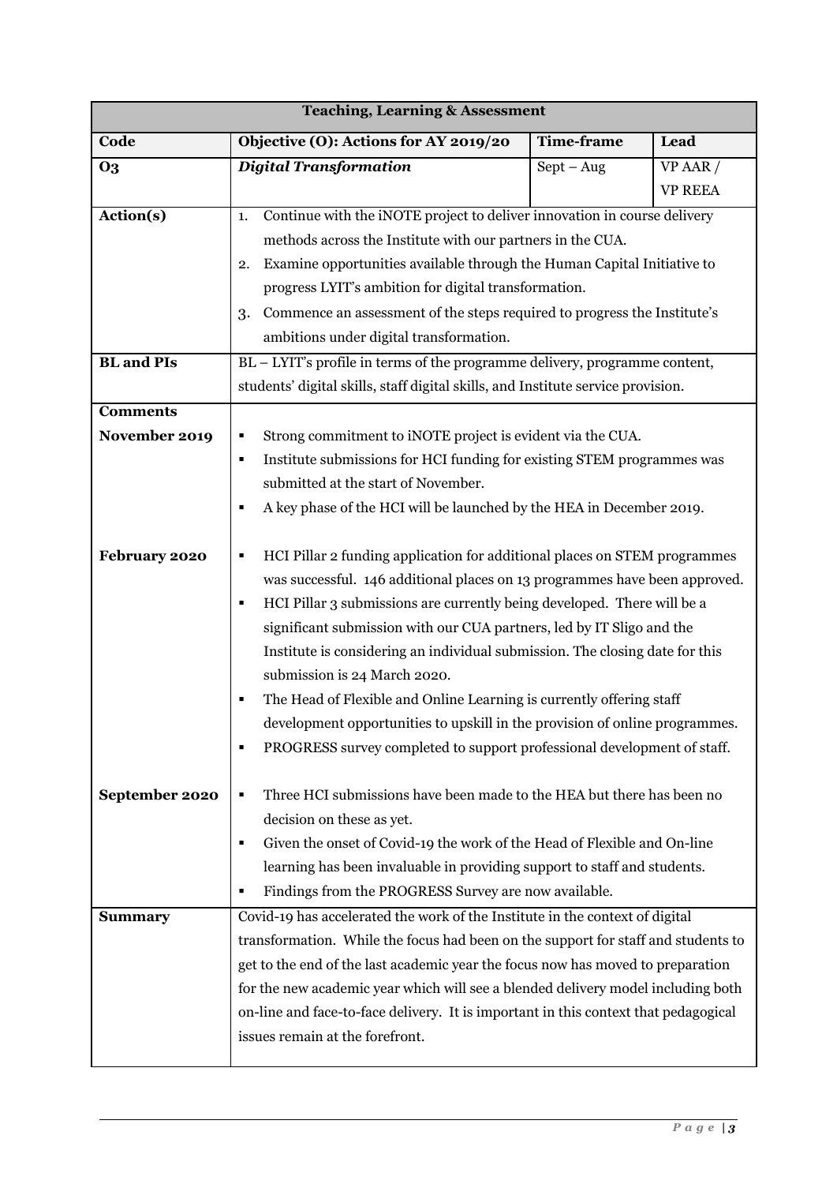| Teaching, Learning & Assessment | | | |
|---|---|---|---|
| **Code** | **Objective (O): Actions for AY 2019/20** | **Time-frame** | **Lead** |
| **O3** | ***Digital Transformation*** | Sept – Aug | VP AAR / VP REEA |
| **Action(s)** | 1. Continue with the iNOTE project to deliver innovation in course delivery methods across the Institute with our partners in the CUA.<br>2. Examine opportunities available through the Human Capital Initiative to progress LYIT's ambition for digital transformation.<br>3. Commence an assessment of the steps required to progress the Institute's ambitions under digital transformation. | | |
| **BL and PIs** | BL – LYIT's profile in terms of the programme delivery, programme content, students' digital skills, staff digital skills, and Institute service provision. | | |
| **Comments** | | | |
| **November 2019** | ▪ Strong commitment to iNOTE project is evident via the CUA.<br>▪ Institute submissions for HCI funding for existing STEM programmes was submitted at the start of November.<br>▪ A key phase of the HCI will be launched by the HEA in December 2019. | | |
| **February 2020** | ▪ HCI Pillar 2 funding application for additional places on STEM programmes was successful. 146 additional places on 13 programmes have been approved.<br>▪ HCI Pillar 3 submissions are currently being developed. There will be a significant submission with our CUA partners, led by IT Sligo and the Institute is considering an individual submission. The closing date for this submission is 24 March 2020.<br>▪ The Head of Flexible and Online Learning is currently offering staff development opportunities to upskill in the provision of online programmes.<br>▪ PROGRESS survey completed to support professional development of staff. | | |
| **September 2020** | ▪ Three HCI submissions have been made to the HEA but there has been no decision on these as yet.<br>▪ Given the onset of Covid-19 the work of the Head of Flexible and On-line learning has been invaluable in providing support to staff and students.<br>▪ Findings from the PROGRESS Survey are now available. | | |
| **Summary** | Covid-19 has accelerated the work of the Institute in the context of digital transformation. While the focus had been on the support for staff and students to get to the end of the last academic year the focus now has moved to preparation for the new academic year which will see a blended delivery model including both on-line and face-to-face delivery. It is important in this context that pedagogical issues remain at the forefront. | | |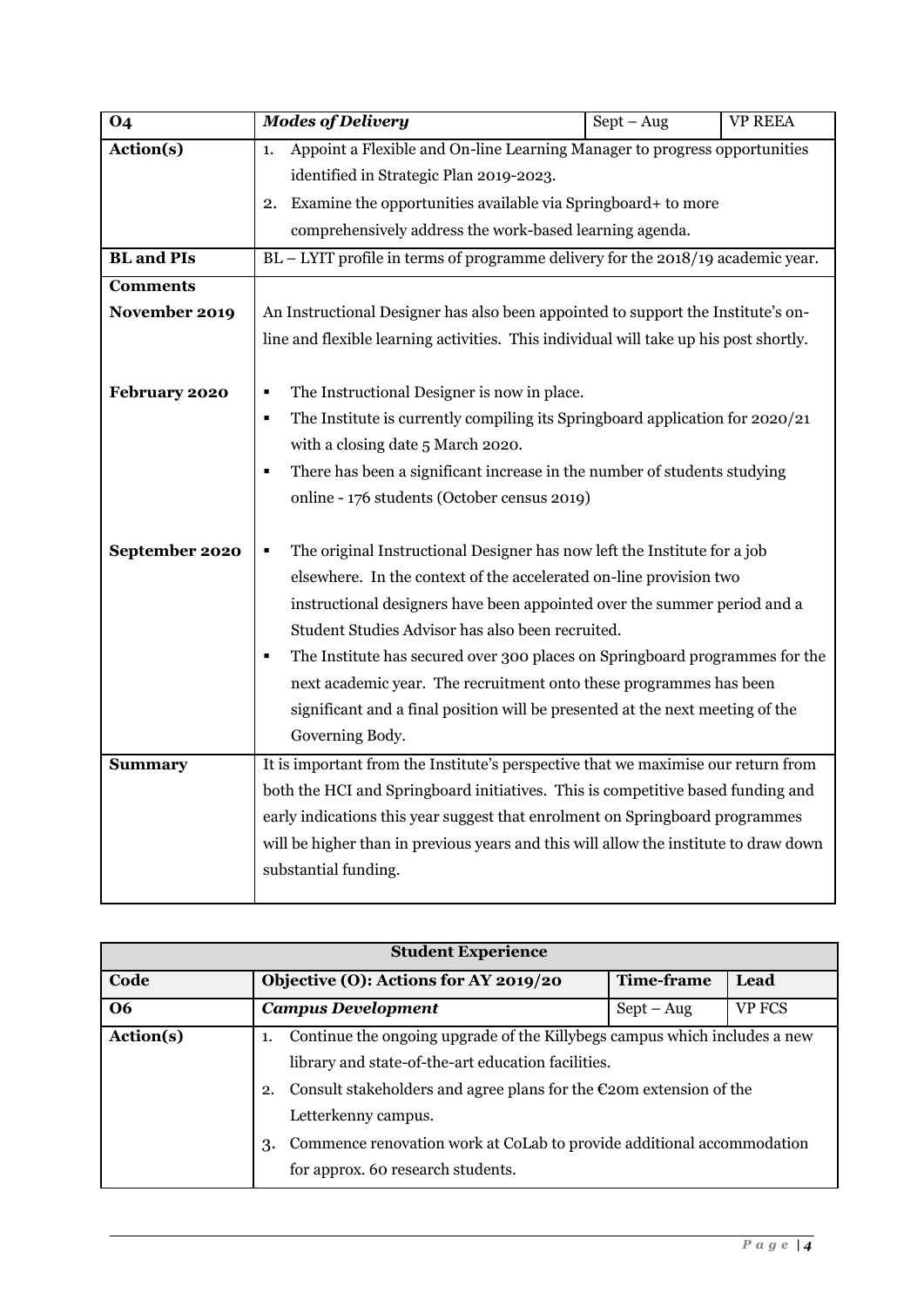| O4 | *Modes of Delivery* | Sept – Aug | VP REEA |
|---|---|---|---|
| **Action(s)** | 1. Appoint a Flexible and On-line Learning Manager to progress opportunities identified in Strategic Plan 2019-2023.<br>2. Examine the opportunities available via Springboard+ to more comprehensively address the work-based learning agenda. | | |
| **BL and PIs** | BL – LYIT profile in terms of programme delivery for the 2018/19 academic year. | | |
| **Comments** | | | |
| **November 2019** | An Instructional Designer has also been appointed to support the Institute's on-line and flexible learning activities. This individual will take up his post shortly. | | |
| **February 2020** | ▪ The Instructional Designer is now in place.<br>▪ The Institute is currently compiling its Springboard application for 2020/21 with a closing date 5 March 2020.<br>▪ There has been a significant increase in the number of students studying online - 176 students (October census 2019) | | |
| **September 2020** | ▪ The original Instructional Designer has now left the Institute for a job elsewhere. In the context of the accelerated on-line provision two instructional designers have been appointed over the summer period and a Student Studies Advisor has also been recruited.<br>▪ The Institute has secured over 300 places on Springboard programmes for the next academic year. The recruitment onto these programmes has been significant and a final position will be presented at the next meeting of the Governing Body. | | |
| **Summary** | It is important from the Institute's perspective that we maximise our return from both the HCI and Springboard initiatives. This is competitive based funding and early indications this year suggest that enrolment on Springboard programmes will be higher than in previous years and this will allow the institute to draw down substantial funding. | | |

| **Student Experience** | | | |
|---|---|---|---|
| **Code** | **Objective (O): Actions for AY 2019/20** | **Time-frame** | **Lead** |
| **O6** | ***Campus Development*** | Sept – Aug | VP FCS |
| **Action(s)** | 1. Continue the ongoing upgrade of the Killybegs campus which includes a new library and state-of-the-art education facilities.<br>2. Consult stakeholders and agree plans for the €20m extension of the Letterkenny campus.<br>3. Commence renovation work at CoLab to provide additional accommodation for approx. 60 research students. | | |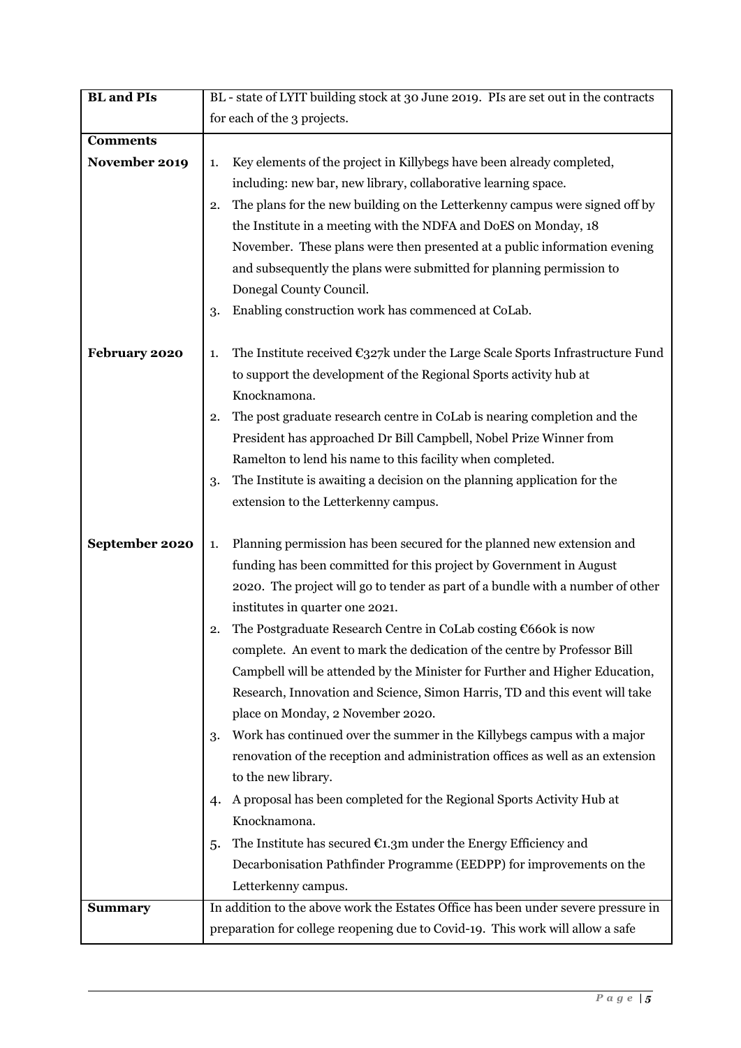| **BL and PIs** | BL - state of LYIT building stock at 30 June 2019. PIs are set out in the contracts for each of the 3 projects. |
|---|---|
| **Comments** | |
| **November 2019** | 1. Key elements of the project in Killybegs have been already completed, including: new bar, new library, collaborative learning space.<br>2. The plans for the new building on the Letterkenny campus were signed off by the Institute in a meeting with the NDFA and DoES on Monday, 18 November. These plans were then presented at a public information evening and subsequently the plans were submitted for planning permission to Donegal County Council.<br>3. Enabling construction work has commenced at CoLab. |
| **February 2020** | 1. The Institute received €327k under the Large Scale Sports Infrastructure Fund to support the development of the Regional Sports activity hub at Knocknamona.<br>2. The post graduate research centre in CoLab is nearing completion and the President has approached Dr Bill Campbell, Nobel Prize Winner from Ramelton to lend his name to this facility when completed.<br>3. The Institute is awaiting a decision on the planning application for the extension to the Letterkenny campus. |
| **September 2020** | 1. Planning permission has been secured for the planned new extension and funding has been committed for this project by Government in August 2020. The project will go to tender as part of a bundle with a number of other institutes in quarter one 2021.<br>2. The Postgraduate Research Centre in CoLab costing €660k is now complete. An event to mark the dedication of the centre by Professor Bill Campbell will be attended by the Minister for Further and Higher Education, Research, Innovation and Science, Simon Harris, TD and this event will take place on Monday, 2 November 2020.<br>3. Work has continued over the summer in the Killybegs campus with a major renovation of the reception and administration offices as well as an extension to the new library.<br>4. A proposal has been completed for the Regional Sports Activity Hub at Knocknamona.<br>5. The Institute has secured €1.3m under the Energy Efficiency and Decarbonisation Pathfinder Programme (EEDPP) for improvements on the Letterkenny campus. |
| **Summary** | In addition to the above work the Estates Office has been under severe pressure in preparation for college reopening due to Covid-19. This work will allow a safe |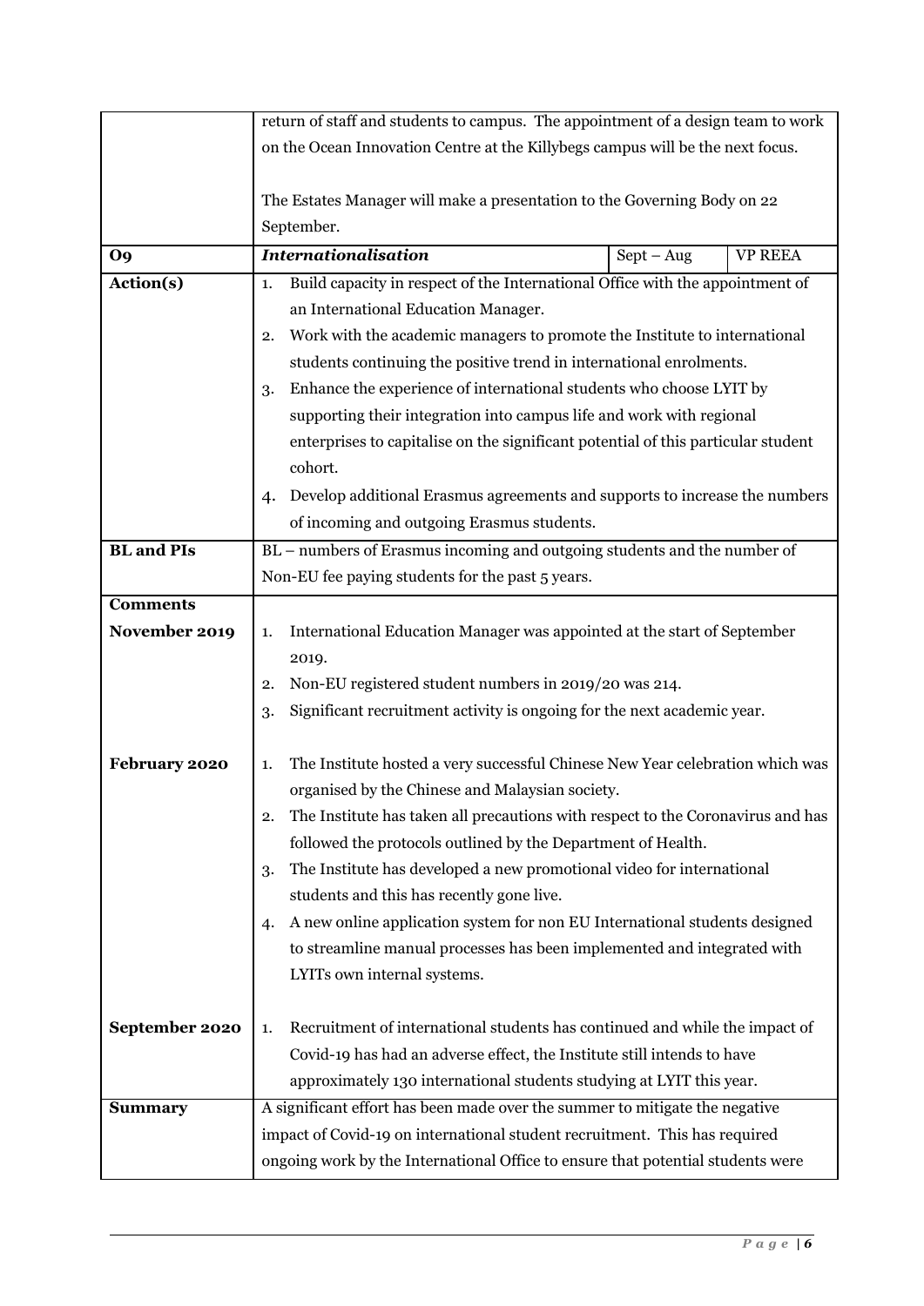| | | | |
|---|---|---|---|
| | return of staff and students to campus. The appointment of a design team to work on the Ocean Innovation Centre at the Killybegs campus will be the next focus.<br><br>The Estates Manager will make a presentation to the Governing Body on 22 September. | | |
| **O9** | ***Internationalisation*** | Sept – Aug | VP REEA |
| **Action(s)** | 1. Build capacity in respect of the International Office with the appointment of an International Education Manager.<br>2. Work with the academic managers to promote the Institute to international students continuing the positive trend in international enrolments.<br>3. Enhance the experience of international students who choose LYIT by supporting their integration into campus life and work with regional enterprises to capitalise on the significant potential of this particular student cohort.<br>4. Develop additional Erasmus agreements and supports to increase the numbers of incoming and outgoing Erasmus students. | | |
| **BL and PIs** | BL – numbers of Erasmus incoming and outgoing students and the number of Non-EU fee paying students for the past 5 years. | | |
| **Comments** | | | |
| **November 2019** | 1. International Education Manager was appointed at the start of September 2019.<br>2. Non-EU registered student numbers in 2019/20 was 214.<br>3. Significant recruitment activity is ongoing for the next academic year. | | |
| **February 2020** | 1. The Institute hosted a very successful Chinese New Year celebration which was organised by the Chinese and Malaysian society.<br>2. The Institute has taken all precautions with respect to the Coronavirus and has followed the protocols outlined by the Department of Health.<br>3. The Institute has developed a new promotional video for international students and this has recently gone live.<br>4. A new online application system for non EU International students designed to streamline manual processes has been implemented and integrated with LYITs own internal systems. | | |
| **September 2020** | 1. Recruitment of international students has continued and while the impact of Covid-19 has had an adverse effect, the Institute still intends to have approximately 130 international students studying at LYIT this year. | | |
| **Summary** | A significant effort has been made over the summer to mitigate the negative impact of Covid-19 on international student recruitment. This has required ongoing work by the International Office to ensure that potential students were | | |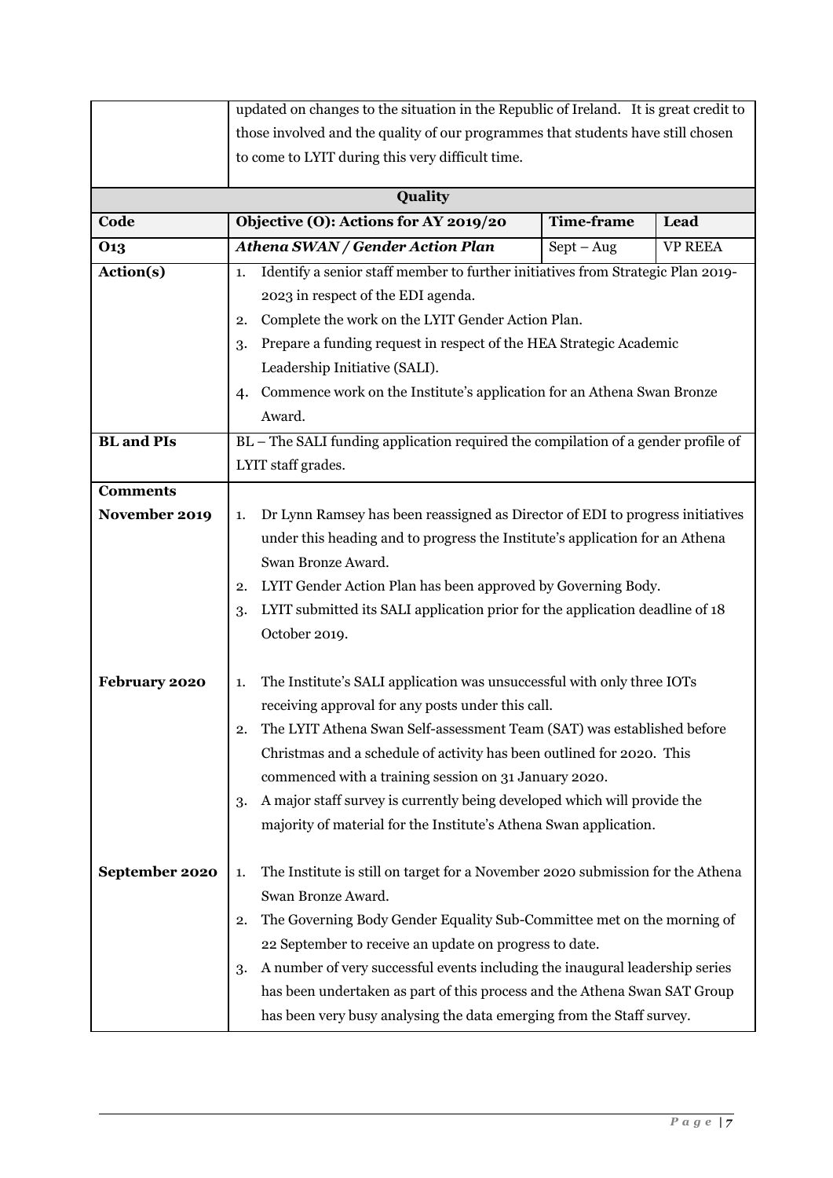| | updated on changes to the situation in the Republic of Ireland. It is great credit to those involved and the quality of our programmes that students have still chosen to come to LYIT during this very difficult time. | | |
|---|---|---|---|
| **Quality** | | | |
| **Code** | **Objective (O): Actions for AY 2019/20** | **Time-frame** | **Lead** |
| **O13** | ***Athena SWAN / Gender Action Plan*** | Sept – Aug | VP REEA |
| **Action(s)** | 1. Identify a senior staff member to further initiatives from Strategic Plan 2019-2023 in respect of the EDI agenda.<br>2. Complete the work on the LYIT Gender Action Plan.<br>3. Prepare a funding request in respect of the HEA Strategic Academic Leadership Initiative (SALI).<br>4. Commence work on the Institute's application for an Athena Swan Bronze Award. | | |
| **BL and PIs** | BL – The SALI funding application required the compilation of a gender profile of LYIT staff grades. | | |
| **Comments** | | | |
| **November 2019** | 1. Dr Lynn Ramsey has been reassigned as Director of EDI to progress initiatives under this heading and to progress the Institute's application for an Athena Swan Bronze Award.<br>2. LYIT Gender Action Plan has been approved by Governing Body.<br>3. LYIT submitted its SALI application prior for the application deadline of 18 October 2019. | | |
| **February 2020** | 1. The Institute's SALI application was unsuccessful with only three IOTs receiving approval for any posts under this call.<br>2. The LYIT Athena Swan Self-assessment Team (SAT) was established before Christmas and a schedule of activity has been outlined for 2020. This commenced with a training session on 31 January 2020.<br>3. A major staff survey is currently being developed which will provide the majority of material for the Institute's Athena Swan application. | | |
| **September 2020** | 1. The Institute is still on target for a November 2020 submission for the Athena Swan Bronze Award.<br>2. The Governing Body Gender Equality Sub-Committee met on the morning of 22 September to receive an update on progress to date.<br>3. A number of very successful events including the inaugural leadership series has been undertaken as part of this process and the Athena Swan SAT Group has been very busy analysing the data emerging from the Staff survey. | | |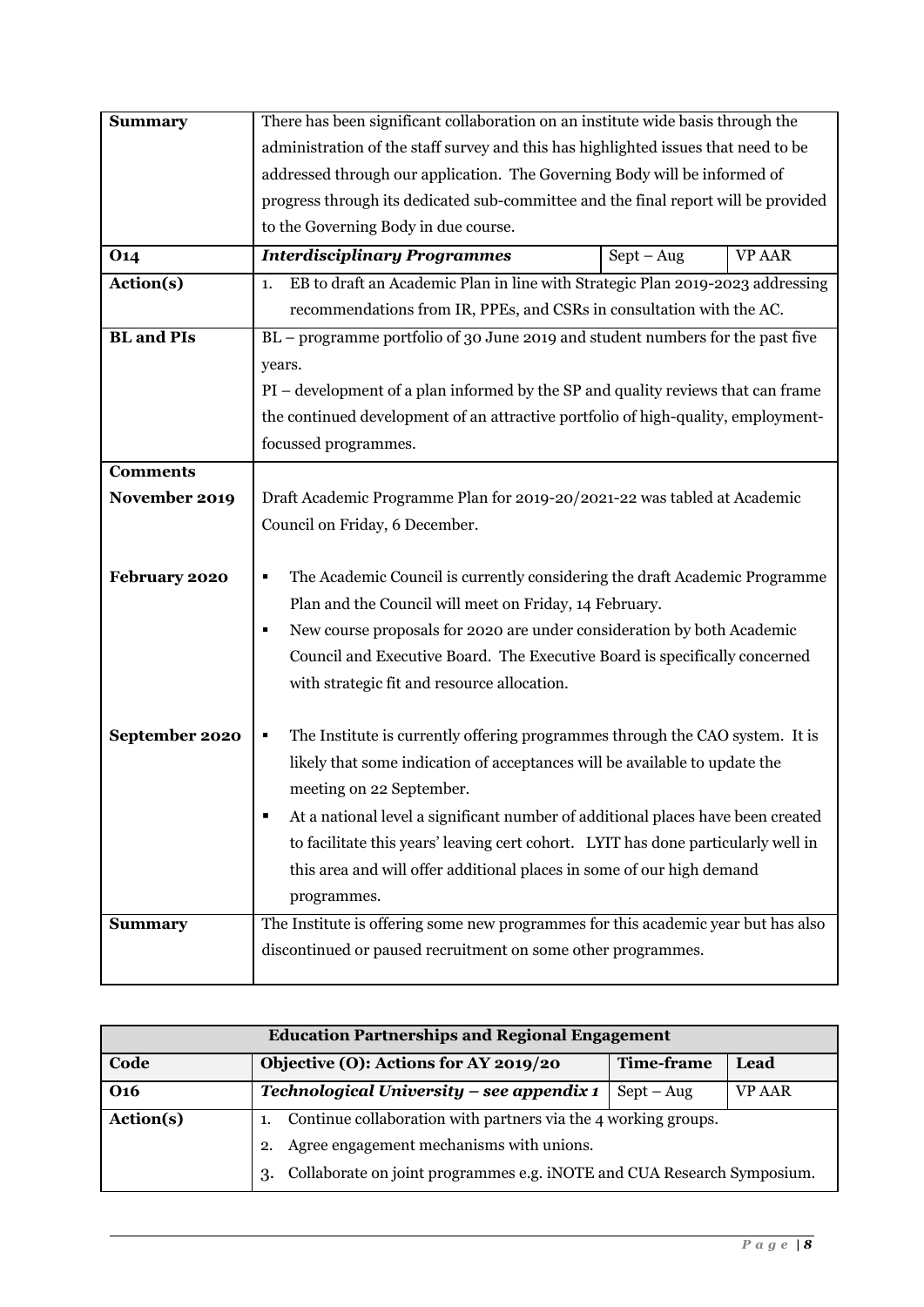| | | | |
|---|---|---|---|
| **Summary** | There has been significant collaboration on an institute wide basis through the administration of the staff survey and this has highlighted issues that need to be addressed through our application. The Governing Body will be informed of progress through its dedicated sub-committee and the final report will be provided to the Governing Body in due course. | | |
| **O14** | ***Interdisciplinary Programmes*** | Sept – Aug | VP AAR |
| **Action(s)** | 1. EB to draft an Academic Plan in line with Strategic Plan 2019-2023 addressing recommendations from IR, PPEs, and CSRs in consultation with the AC. | | |
| **BL and PIs** | BL – programme portfolio of 30 June 2019 and student numbers for the past five years.<br>PI – development of a plan informed by the SP and quality reviews that can frame the continued development of an attractive portfolio of high-quality, employment-focussed programmes. | | |
| **Comments** | | | |
| **November 2019** | Draft Academic Programme Plan for 2019-20/2021-22 was tabled at Academic Council on Friday, 6 December. | | |
| **February 2020** | ▪ The Academic Council is currently considering the draft Academic Programme Plan and the Council will meet on Friday, 14 February.<br>▪ New course proposals for 2020 are under consideration by both Academic Council and Executive Board. The Executive Board is specifically concerned with strategic fit and resource allocation. | | |
| **September 2020** | ▪ The Institute is currently offering programmes through the CAO system. It is likely that some indication of acceptances will be available to update the meeting on 22 September.<br>▪ At a national level a significant number of additional places have been created to facilitate this years' leaving cert cohort. LYIT has done particularly well in this area and will offer additional places in some of our high demand programmes. | | |
| **Summary** | The Institute is offering some new programmes for this academic year but has also discontinued or paused recruitment on some other programmes. | | |

| **Education Partnerships and Regional Engagement** | | | |
|---|---|---|---|
| **Code** | **Objective (O): Actions for AY 2019/20** | **Time-frame** | **Lead** |
| **O16** | ***Technological University – see appendix 1*** | Sept – Aug | VP AAR |
| **Action(s)** | 1. Continue collaboration with partners via the 4 working groups.<br>2. Agree engagement mechanisms with unions.<br>3. Collaborate on joint programmes e.g. iNOTE and CUA Research Symposium. | | |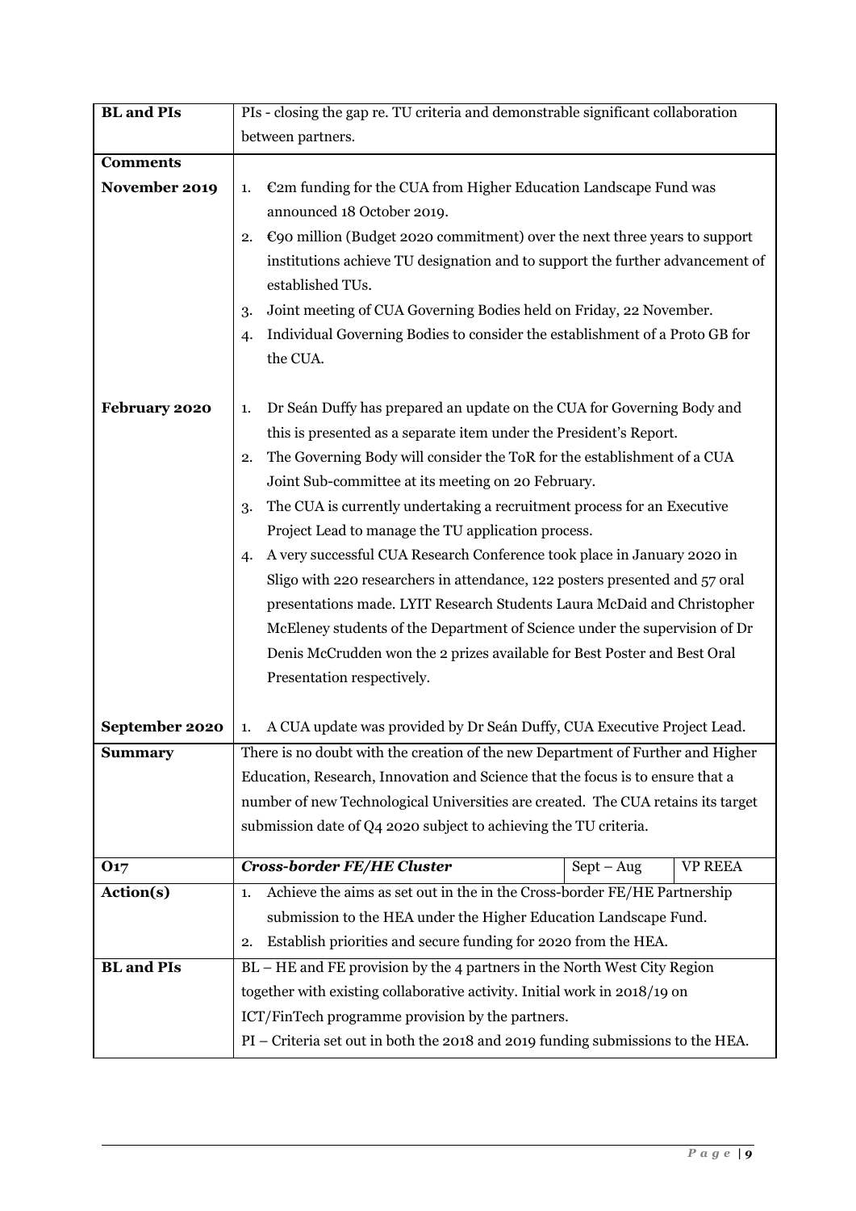| **BL and PIs** | PIs - closing the gap re. TU criteria and demonstrable significant collaboration between partners. | | |
|---|---|---|---|
| **Comments** | | | |
| **November 2019** | 1. €2m funding for the CUA from Higher Education Landscape Fund was announced 18 October 2019.<br>2. €90 million (Budget 2020 commitment) over the next three years to support institutions achieve TU designation and to support the further advancement of established TUs.<br>3. Joint meeting of CUA Governing Bodies held on Friday, 22 November.<br>4. Individual Governing Bodies to consider the establishment of a Proto GB for the CUA. | | |
| **February 2020** | 1. Dr Seán Duffy has prepared an update on the CUA for Governing Body and this is presented as a separate item under the President's Report.<br>2. The Governing Body will consider the ToR for the establishment of a CUA Joint Sub-committee at its meeting on 20 February.<br>3. The CUA is currently undertaking a recruitment process for an Executive Project Lead to manage the TU application process.<br>4. A very successful CUA Research Conference took place in January 2020 in Sligo with 220 researchers in attendance, 122 posters presented and 57 oral presentations made. LYIT Research Students Laura McDaid and Christopher McEleney students of the Department of Science under the supervision of Dr Denis McCrudden won the 2 prizes available for Best Poster and Best Oral Presentation respectively. | | |
| **September 2020** | 1. A CUA update was provided by Dr Seán Duffy, CUA Executive Project Lead. | | |
| **Summary** | There is no doubt with the creation of the new Department of Further and Higher Education, Research, Innovation and Science that the focus is to ensure that a number of new Technological Universities are created. The CUA retains its target submission date of Q4 2020 subject to achieving the TU criteria. | | |
| **O17** | ***Cross-border FE/HE Cluster*** | Sept – Aug | VP REEA |
| **Action(s)** | 1. Achieve the aims as set out in the in the Cross-border FE/HE Partnership submission to the HEA under the Higher Education Landscape Fund.<br>2. Establish priorities and secure funding for 2020 from the HEA. | | |
| **BL and PIs** | BL – HE and FE provision by the 4 partners in the North West City Region together with existing collaborative activity. Initial work in 2018/19 on ICT/FinTech programme provision by the partners.<br>PI – Criteria set out in both the 2018 and 2019 funding submissions to the HEA. | | |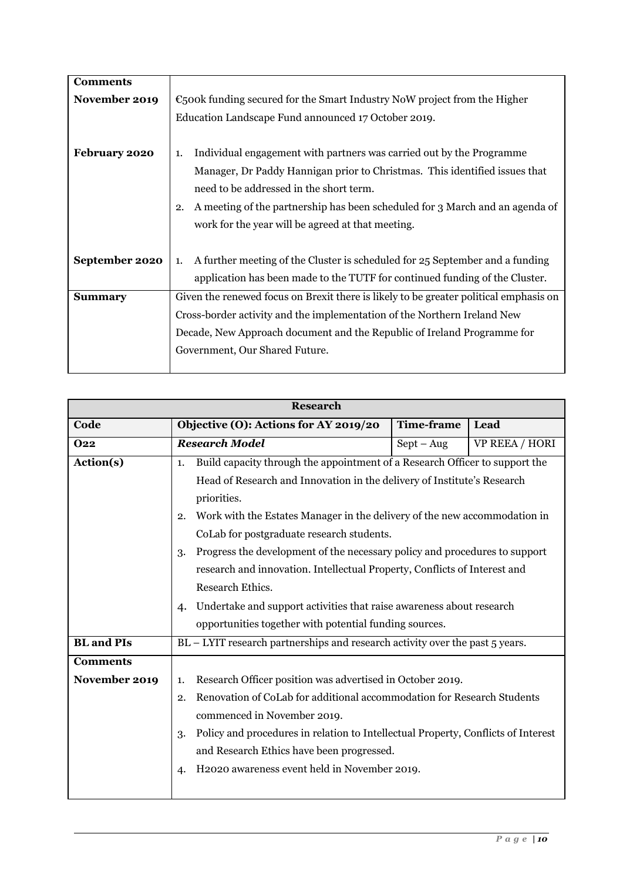| Comments | |
|---|---|
| **November 2019** | €500k funding secured for the Smart Industry NoW project from the Higher Education Landscape Fund announced 17 October 2019. |
| **February 2020** | 1. Individual engagement with partners was carried out by the Programme Manager, Dr Paddy Hannigan prior to Christmas. This identified issues that need to be addressed in the short term.<br>2. A meeting of the partnership has been scheduled for 3 March and an agenda of work for the year will be agreed at that meeting. |
| **September 2020** | 1. A further meeting of the Cluster is scheduled for 25 September and a funding application has been made to the TUTF for continued funding of the Cluster. |
| **Summary** | Given the renewed focus on Brexit there is likely to be greater political emphasis on Cross-border activity and the implementation of the Northern Ireland New Decade, New Approach document and the Republic of Ireland Programme for Government, Our Shared Future. |

| **Research** | | | |
|---|---|---|---|
| **Code** | **Objective (O): Actions for AY 2019/20** | **Time-frame** | **Lead** |
| **O22** | ***Research Model*** | Sept – Aug | VP REEA / HORI |
| **Action(s)** | 1. Build capacity through the appointment of a Research Officer to support the Head of Research and Innovation in the delivery of Institute's Research priorities.<br>2. Work with the Estates Manager in the delivery of the new accommodation in CoLab for postgraduate research students.<br>3. Progress the development of the necessary policy and procedures to support research and innovation. Intellectual Property, Conflicts of Interest and Research Ethics.<br>4. Undertake and support activities that raise awareness about research opportunities together with potential funding sources. | | |
| **BL and PIs** | BL – LYIT research partnerships and research activity over the past 5 years. | | |
| **Comments** | | | |
| **November 2019** | 1. Research Officer position was advertised in October 2019.<br>2. Renovation of CoLab for additional accommodation for Research Students commenced in November 2019.<br>3. Policy and procedures in relation to Intellectual Property, Conflicts of Interest and Research Ethics have been progressed.<br>4. H2020 awareness event held in November 2019. | | |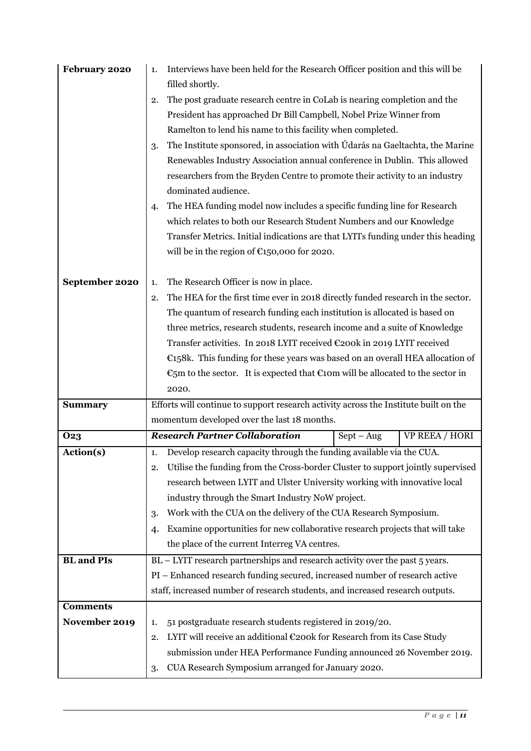| | | | |
|---|---|---|---|
| **February 2020** | 1. Interviews have been held for the Research Officer position and this will be filled shortly.<br>2. The post graduate research centre in CoLab is nearing completion and the President has approached Dr Bill Campbell, Nobel Prize Winner from Ramelton to lend his name to this facility when completed.<br>3. The Institute sponsored, in association with Údarás na Gaeltachta, the Marine Renewables Industry Association annual conference in Dublin. This allowed researchers from the Bryden Centre to promote their activity to an industry dominated audience.<br>4. The HEA funding model now includes a specific funding line for Research which relates to both our Research Student Numbers and our Knowledge Transfer Metrics. Initial indications are that LYITs funding under this heading will be in the region of €150,000 for 2020. | | |
| **September 2020** | 1. The Research Officer is now in place.<br>2. The HEA for the first time ever in 2018 directly funded research in the sector. The quantum of research funding each institution is allocated is based on three metrics, research students, research income and a suite of Knowledge Transfer activities. In 2018 LYIT received €200k in 2019 LYIT received €158k. This funding for these years was based on an overall HEA allocation of €5m to the sector. It is expected that €10m will be allocated to the sector in 2020. | | |
| **Summary** | Efforts will continue to support research activity across the Institute built on the momentum developed over the last 18 months. | | |
| **O23** | ***Research Partner Collaboration*** | Sept – Aug | VP REEA / HORI |
| **Action(s)** | 1. Develop research capacity through the funding available via the CUA.<br>2. Utilise the funding from the Cross-border Cluster to support jointly supervised research between LYIT and Ulster University working with innovative local industry through the Smart Industry NoW project.<br>3. Work with the CUA on the delivery of the CUA Research Symposium.<br>4. Examine opportunities for new collaborative research projects that will take the place of the current Interreg VA centres. | | |
| **BL and PIs** | BL – LYIT research partnerships and research activity over the past 5 years.<br>PI – Enhanced research funding secured, increased number of research active staff, increased number of research students, and increased research outputs. | | |
| **Comments** | | | |
| **November 2019** | 1. 51 postgraduate research students registered in 2019/20.<br>2. LYIT will receive an additional €200k for Research from its Case Study submission under HEA Performance Funding announced 26 November 2019.<br>3. CUA Research Symposium arranged for January 2020. | | |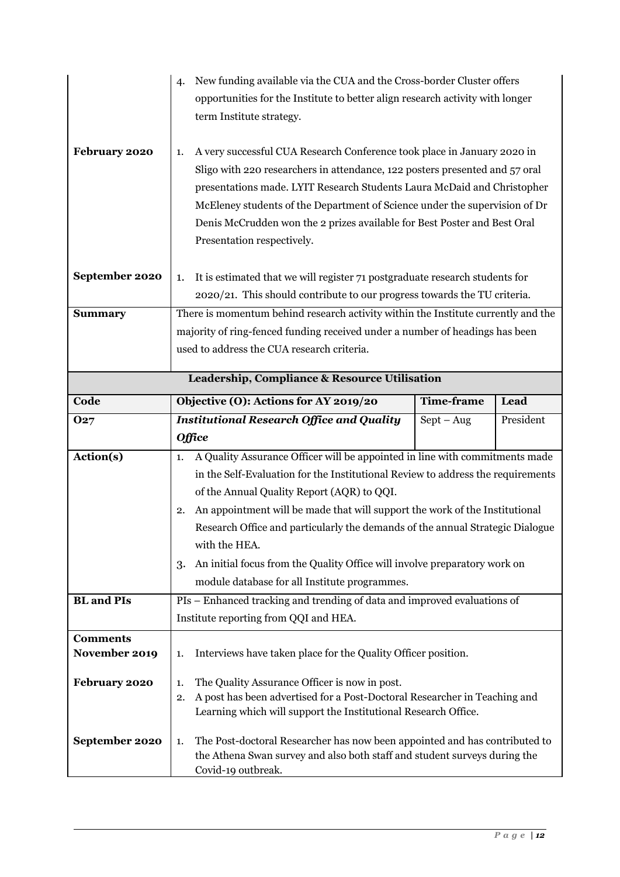| | | | |
|---|---|---|---|
| | 4. New funding available via the CUA and the Cross-border Cluster offers opportunities for the Institute to better align research activity with longer term Institute strategy. | | |
| **February 2020** | 1. A very successful CUA Research Conference took place in January 2020 in Sligo with 220 researchers in attendance, 122 posters presented and 57 oral presentations made. LYIT Research Students Laura McDaid and Christopher McEleney students of the Department of Science under the supervision of Dr Denis McCrudden won the 2 prizes available for Best Poster and Best Oral Presentation respectively. | | |
| **September 2020** | 1. It is estimated that we will register 71 postgraduate research students for 2020/21. This should contribute to our progress towards the TU criteria. | | |
| **Summary** | There is momentum behind research activity within the Institute currently and the majority of ring-fenced funding received under a number of headings has been used to address the CUA research criteria. | | |
| **Leadership, Compliance & Resource Utilisation** | | | |
| **Code** | **Objective (O): Actions for AY 2019/20** | **Time-frame** | **Lead** |
| **O27** | ***Institutional Research Office and Quality Office*** | Sept – Aug | President |
| **Action(s)** | 1. A Quality Assurance Officer will be appointed in line with commitments made in the Self-Evaluation for the Institutional Review to address the requirements of the Annual Quality Report (AQR) to QQI.<br>2. An appointment will be made that will support the work of the Institutional Research Office and particularly the demands of the annual Strategic Dialogue with the HEA.<br>3. An initial focus from the Quality Office will involve preparatory work on module database for all Institute programmes. | | |
| **BL and PIs** | PIs – Enhanced tracking and trending of data and improved evaluations of Institute reporting from QQI and HEA. | | |
| **Comments November 2019** | 1. Interviews have taken place for the Quality Officer position. | | |
| **February 2020** | 1. The Quality Assurance Officer is now in post.<br>2. A post has been advertised for a Post-Doctoral Researcher in Teaching and Learning which will support the Institutional Research Office. | | |
| **September 2020** | 1. The Post-doctoral Researcher has now been appointed and has contributed to the Athena Swan survey and also both staff and student surveys during the Covid-19 outbreak. | | |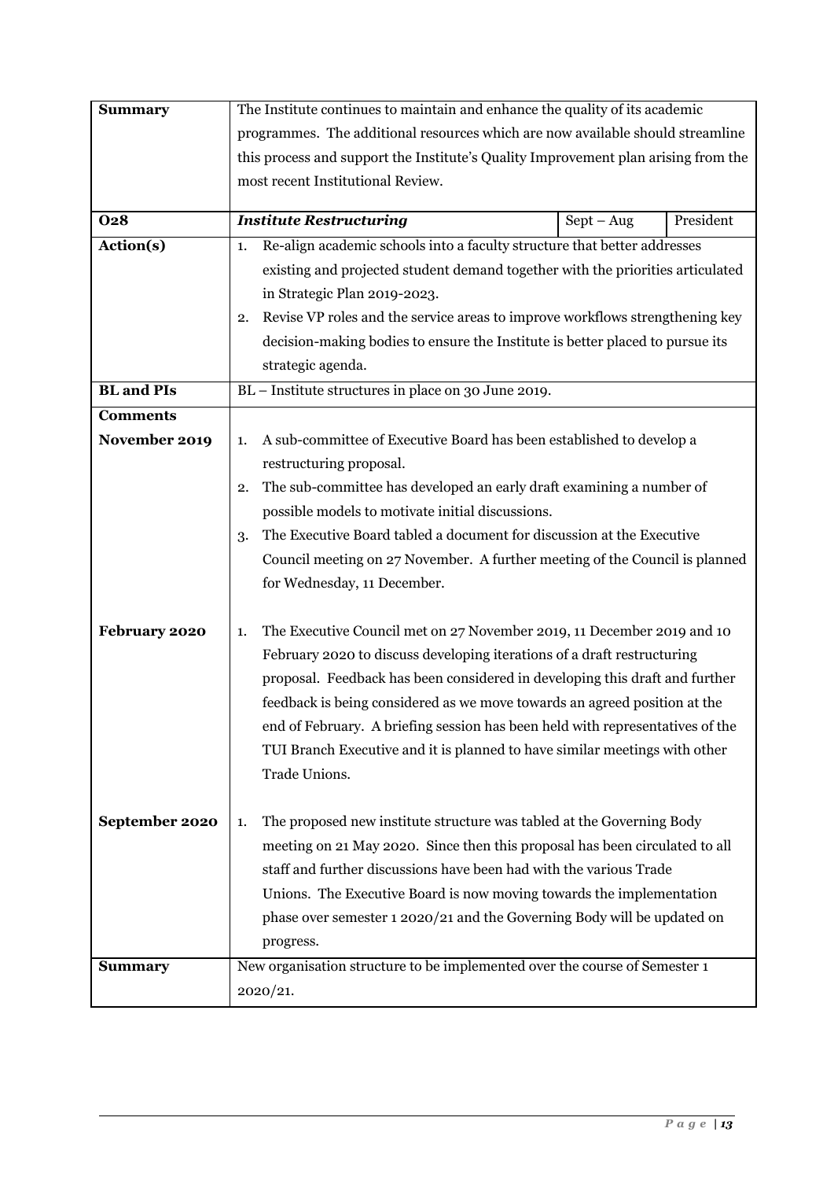| | | | |
|---|---|---|---|
| **Summary** | The Institute continues to maintain and enhance the quality of its academic programmes. The additional resources which are now available should streamline this process and support the Institute's Quality Improvement plan arising from the most recent Institutional Review. | | |
| **O28** | ***Institute Restructuring*** | Sept – Aug | President |
| **Action(s)** | 1. Re-align academic schools into a faculty structure that better addresses existing and projected student demand together with the priorities articulated in Strategic Plan 2019-2023.<br>2. Revise VP roles and the service areas to improve workflows strengthening key decision-making bodies to ensure the Institute is better placed to pursue its strategic agenda. | | |
| **BL and PIs** | BL – Institute structures in place on 30 June 2019. | | |
| **Comments** | | | |
| **November 2019** | 1. A sub-committee of Executive Board has been established to develop a restructuring proposal.<br>2. The sub-committee has developed an early draft examining a number of possible models to motivate initial discussions.<br>3. The Executive Board tabled a document for discussion at the Executive Council meeting on 27 November. A further meeting of the Council is planned for Wednesday, 11 December. | | |
| **February 2020** | 1. The Executive Council met on 27 November 2019, 11 December 2019 and 10 February 2020 to discuss developing iterations of a draft restructuring proposal. Feedback has been considered in developing this draft and further feedback is being considered as we move towards an agreed position at the end of February. A briefing session has been held with representatives of the TUI Branch Executive and it is planned to have similar meetings with other Trade Unions. | | |
| **September 2020** | 1. The proposed new institute structure was tabled at the Governing Body meeting on 21 May 2020. Since then this proposal has been circulated to all staff and further discussions have been had with the various Trade Unions. The Executive Board is now moving towards the implementation phase over semester 1 2020/21 and the Governing Body will be updated on progress. | | |
| **Summary** | New organisation structure to be implemented over the course of Semester 1 2020/21. | | |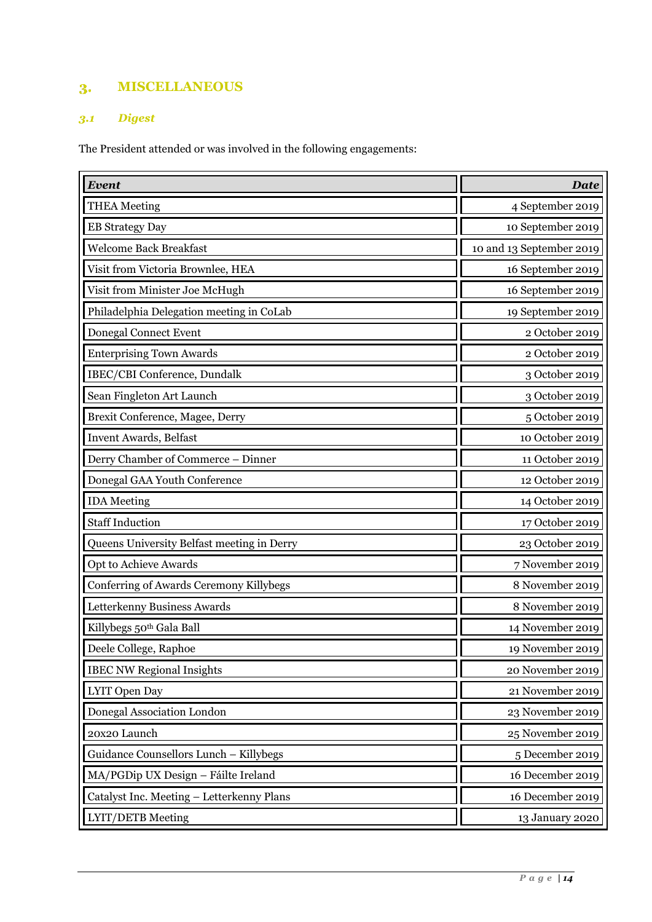## 3. MISCELLANEOUS

### *3.1 Digest*

The President attended or was involved in the following engagements:

| ***Event*** | ***Date*** |
|---|---|
| THEA Meeting | 4 September 2019 |
| EB Strategy Day | 10 September 2019 |
| Welcome Back Breakfast | 10 and 13 September 2019 |
| Visit from Victoria Brownlee, HEA | 16 September 2019 |
| Visit from Minister Joe McHugh | 16 September 2019 |
| Philadelphia Delegation meeting in CoLab | 19 September 2019 |
| Donegal Connect Event | 2 October 2019 |
| Enterprising Town Awards | 2 October 2019 |
| IBEC/CBI Conference, Dundalk | 3 October 2019 |
| Sean Fingleton Art Launch | 3 October 2019 |
| Brexit Conference, Magee, Derry | 5 October 2019 |
| Invent Awards, Belfast | 10 October 2019 |
| Derry Chamber of Commerce – Dinner | 11 October 2019 |
| Donegal GAA Youth Conference | 12 October 2019 |
| IDA Meeting | 14 October 2019 |
| Staff Induction | 17 October 2019 |
| Queens University Belfast meeting in Derry | 23 October 2019 |
| Opt to Achieve Awards | 7 November 2019 |
| Conferring of Awards Ceremony Killybegs | 8 November 2019 |
| Letterkenny Business Awards | 8 November 2019 |
| Killybegs 50th Gala Ball | 14 November 2019 |
| Deele College, Raphoe | 19 November 2019 |
| IBEC NW Regional Insights | 20 November 2019 |
| LYIT Open Day | 21 November 2019 |
| Donegal Association London | 23 November 2019 |
| 20x20 Launch | 25 November 2019 |
| Guidance Counsellors Lunch – Killybegs | 5 December 2019 |
| MA/PGDip UX Design – Fáilte Ireland | 16 December 2019 |
| Catalyst Inc. Meeting – Letterkenny Plans | 16 December 2019 |
| LYIT/DETB Meeting | 13 January 2020 |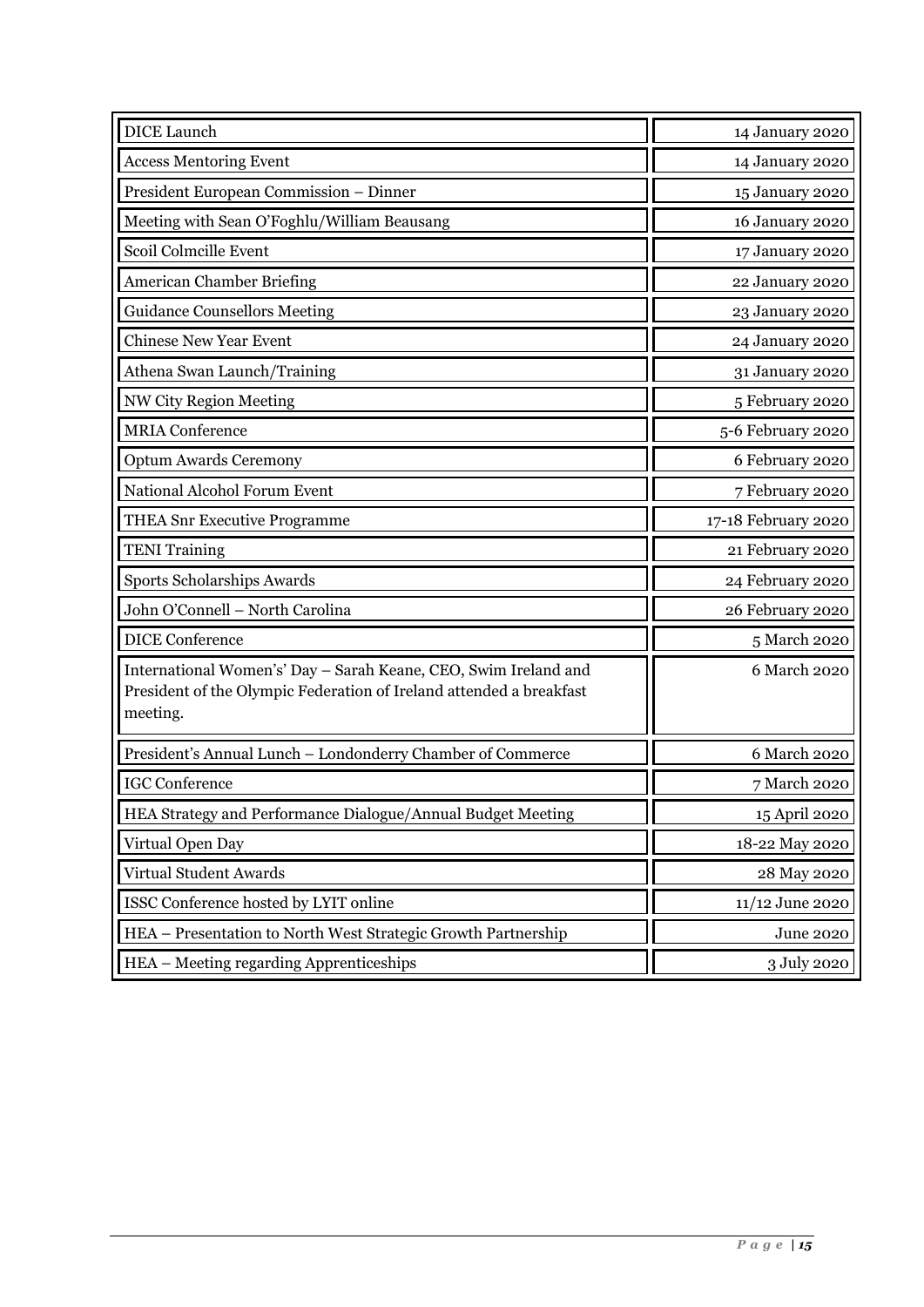| | |
|---|---|
| DICE Launch | 14 January 2020 |
| Access Mentoring Event | 14 January 2020 |
| President European Commission – Dinner | 15 January 2020 |
| Meeting with Sean O'Foghlu/William Beausang | 16 January 2020 |
| Scoil Colmcille Event | 17 January 2020 |
| American Chamber Briefing | 22 January 2020 |
| Guidance Counsellors Meeting | 23 January 2020 |
| Chinese New Year Event | 24 January 2020 |
| Athena Swan Launch/Training | 31 January 2020 |
| NW City Region Meeting | 5 February 2020 |
| MRIA Conference | 5-6 February 2020 |
| Optum Awards Ceremony | 6 February 2020 |
| National Alcohol Forum Event | 7 February 2020 |
| THEA Snr Executive Programme | 17-18 February 2020 |
| TENI Training | 21 February 2020 |
| Sports Scholarships Awards | 24 February 2020 |
| John O'Connell – North Carolina | 26 February 2020 |
| DICE Conference | 5 March 2020 |
| International Women's' Day – Sarah Keane, CEO, Swim Ireland and President of the Olympic Federation of Ireland attended a breakfast meeting. | 6 March 2020 |
| President's Annual Lunch – Londonderry Chamber of Commerce | 6 March 2020 |
| IGC Conference | 7 March 2020 |
| HEA Strategy and Performance Dialogue/Annual Budget Meeting | 15 April 2020 |
| Virtual Open Day | 18-22 May 2020 |
| Virtual Student Awards | 28 May 2020 |
| ISSC Conference hosted by LYIT online | 11/12 June 2020 |
| HEA – Presentation to North West Strategic Growth Partnership | June 2020 |
| HEA – Meeting regarding Apprenticeships | 3 July 2020 |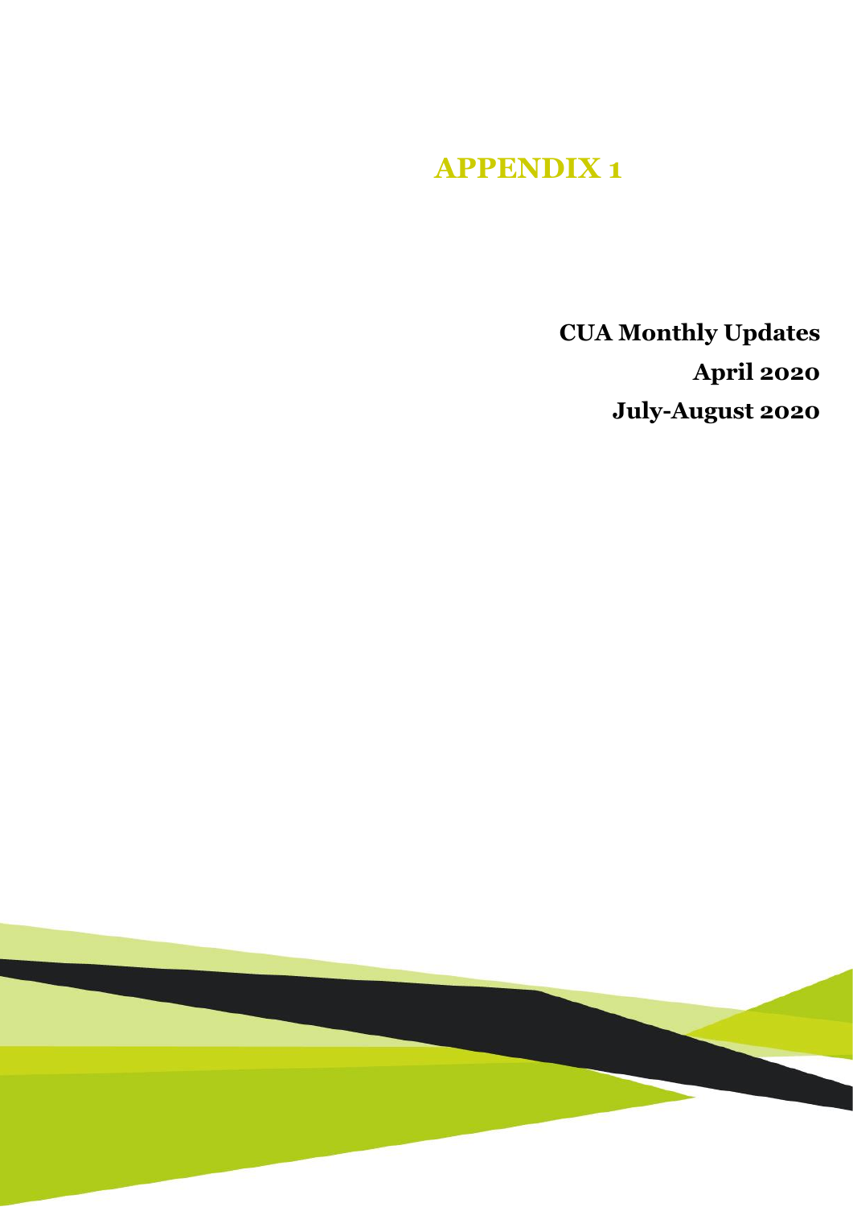# APPENDIX 1

**CUA Monthly Updates**

**April 2020**

**July-August 2020**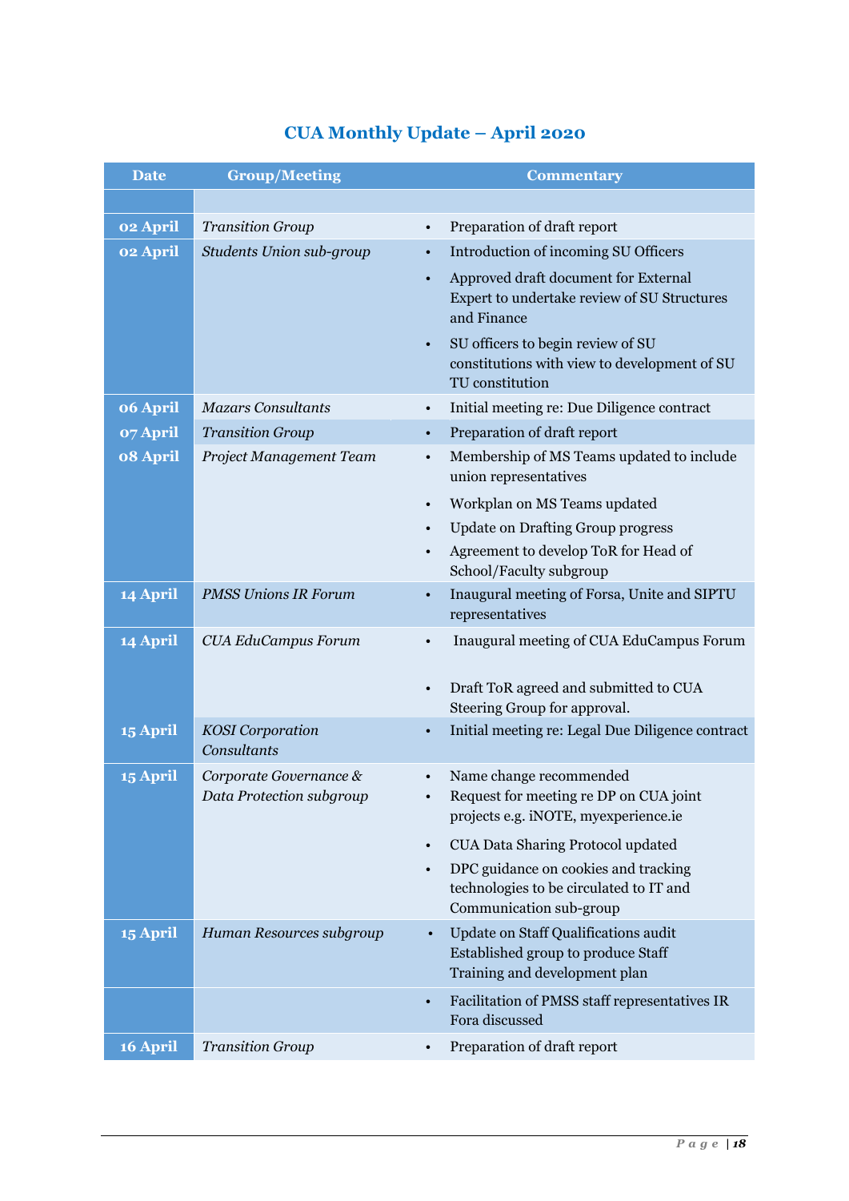# CUA Monthly Update – April 2020

| Date | Group/Meeting | Commentary |
|---|---|---|
| | | |
| **02 April** | *Transition Group* | • Preparation of draft report |
| **02 April** | *Students Union sub-group* | • Introduction of incoming SU Officers<br>• Approved draft document for External Expert to undertake review of SU Structures and Finance<br>• SU officers to begin review of SU constitutions with view to development of SU TU constitution |
| **06 April** | *Mazars Consultants* | • Initial meeting re: Due Diligence contract |
| **07 April** | *Transition Group* | • Preparation of draft report |
| **08 April** | *Project Management Team* | • Membership of MS Teams updated to include union representatives<br>• Workplan on MS Teams updated<br>• Update on Drafting Group progress<br>• Agreement to develop ToR for Head of School/Faculty subgroup |
| **14 April** | *PMSS Unions IR Forum* | • Inaugural meeting of Forsa, Unite and SIPTU representatives |
| **14 April** | *CUA EduCampus Forum* | • Inaugural meeting of CUA EduCampus Forum<br>• Draft ToR agreed and submitted to CUA Steering Group for approval. |
| **15 April** | *KOSI Corporation Consultants* | • Initial meeting re: Legal Due Diligence contract |
| **15 April** | *Corporate Governance & Data Protection subgroup* | • Name change recommended<br>• Request for meeting re DP on CUA joint projects e.g. iNOTE, myexperience.ie<br>• CUA Data Sharing Protocol updated<br>• DPC guidance on cookies and tracking technologies to be circulated to IT and Communication sub-group |
| **15 April** | *Human Resources subgroup* | • Update on Staff Qualifications audit Established group to produce Staff Training and development plan |
| | | • Facilitation of PMSS staff representatives IR Fora discussed |
| **16 April** | *Transition Group* | • Preparation of draft report |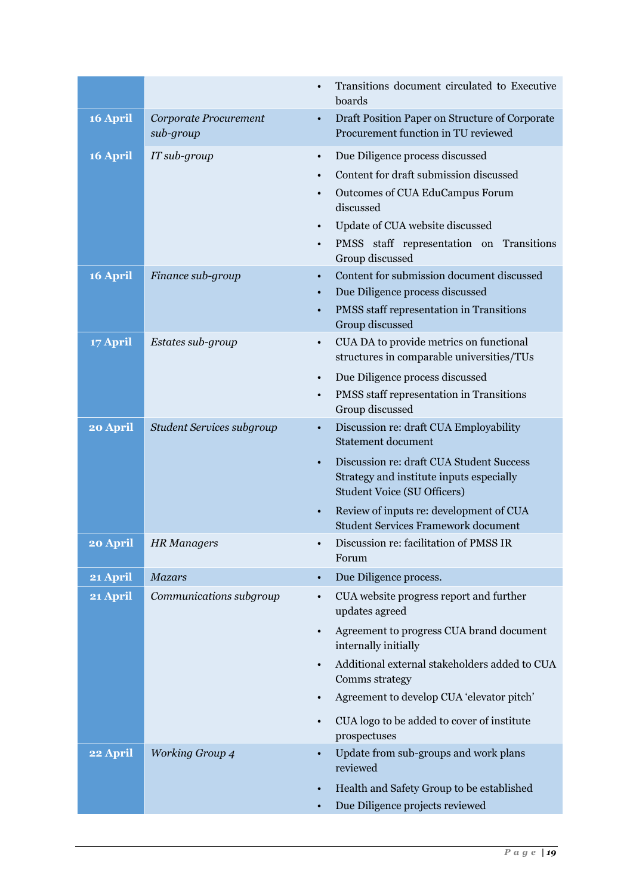| | | |
|---|---|---|
| | | • Transitions document circulated to Executive boards |
| **16 April** | *Corporate Procurement sub-group* | • Draft Position Paper on Structure of Corporate Procurement function in TU reviewed |
| **16 April** | *IT sub-group* | • Due Diligence process discussed<br>• Content for draft submission discussed<br>• Outcomes of CUA EduCampus Forum discussed<br>• Update of CUA website discussed<br>• PMSS staff representation on Transitions Group discussed |
| **16 April** | *Finance sub-group* | • Content for submission document discussed<br>• Due Diligence process discussed<br>• PMSS staff representation in Transitions Group discussed |
| **17 April** | *Estates sub-group* | • CUA DA to provide metrics on functional structures in comparable universities/TUs<br>• Due Diligence process discussed<br>• PMSS staff representation in Transitions Group discussed |
| **20 April** | *Student Services subgroup* | • Discussion re: draft CUA Employability Statement document<br>• Discussion re: draft CUA Student Success Strategy and institute inputs especially Student Voice (SU Officers)<br>• Review of inputs re: development of CUA Student Services Framework document |
| **20 April** | *HR Managers* | • Discussion re: facilitation of PMSS IR Forum |
| **21 April** | *Mazars* | • Due Diligence process. |
| **21 April** | *Communications subgroup* | • CUA website progress report and further updates agreed<br>• Agreement to progress CUA brand document internally initially<br>• Additional external stakeholders added to CUA Comms strategy<br>• Agreement to develop CUA 'elevator pitch'<br>• CUA logo to be added to cover of institute prospectuses |
| **22 April** | *Working Group 4* | • Update from sub-groups and work plans reviewed<br>• Health and Safety Group to be established<br>• Due Diligence projects reviewed |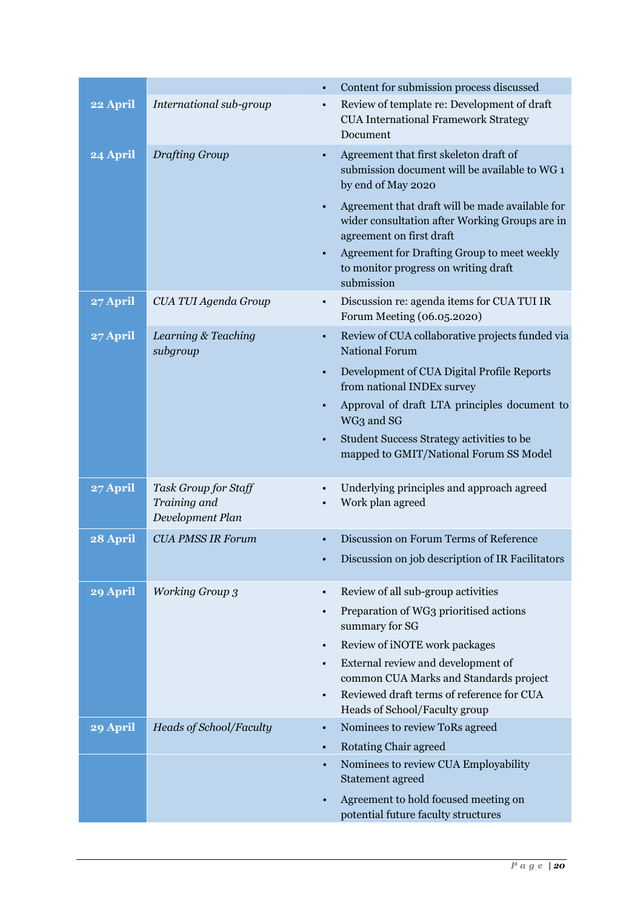| | | |
|---|---|---|
| | | • Content for submission process discussed |
| **22 April** | *International sub-group* | • Review of template re: Development of draft CUA International Framework Strategy Document |
| **24 April** | *Drafting Group* | • Agreement that first skeleton draft of submission document will be available to WG 1 by end of May 2020<br>• Agreement that draft will be made available for wider consultation after Working Groups are in agreement on first draft<br>• Agreement for Drafting Group to meet weekly to monitor progress on writing draft submission |
| **27 April** | *CUA TUI Agenda Group* | • Discussion re: agenda items for CUA TUI IR Forum Meeting (06.05.2020) |
| **27 April** | *Learning & Teaching subgroup* | • Review of CUA collaborative projects funded via National Forum<br>• Development of CUA Digital Profile Reports from national INDEx survey<br>• Approval of draft LTA principles document to WG3 and SG<br>• Student Success Strategy activities to be mapped to GMIT/National Forum SS Model |
| **27 April** | *Task Group for Staff Training and Development Plan* | • Underlying principles and approach agreed<br>• Work plan agreed |
| **28 April** | *CUA PMSS IR Forum* | • Discussion on Forum Terms of Reference<br>• Discussion on job description of IR Facilitators |
| **29 April** | *Working Group 3* | • Review of all sub-group activities<br>• Preparation of WG3 prioritised actions summary for SG<br>• Review of iNOTE work packages<br>• External review and development of common CUA Marks and Standards project<br>• Reviewed draft terms of reference for CUA Heads of School/Faculty group |
| **29 April** | *Heads of School/Faculty* | • Nominees to review ToRs agreed<br>• Rotating Chair agreed |
| | | • Nominees to review CUA Employability Statement agreed<br>• Agreement to hold focused meeting on potential future faculty structures |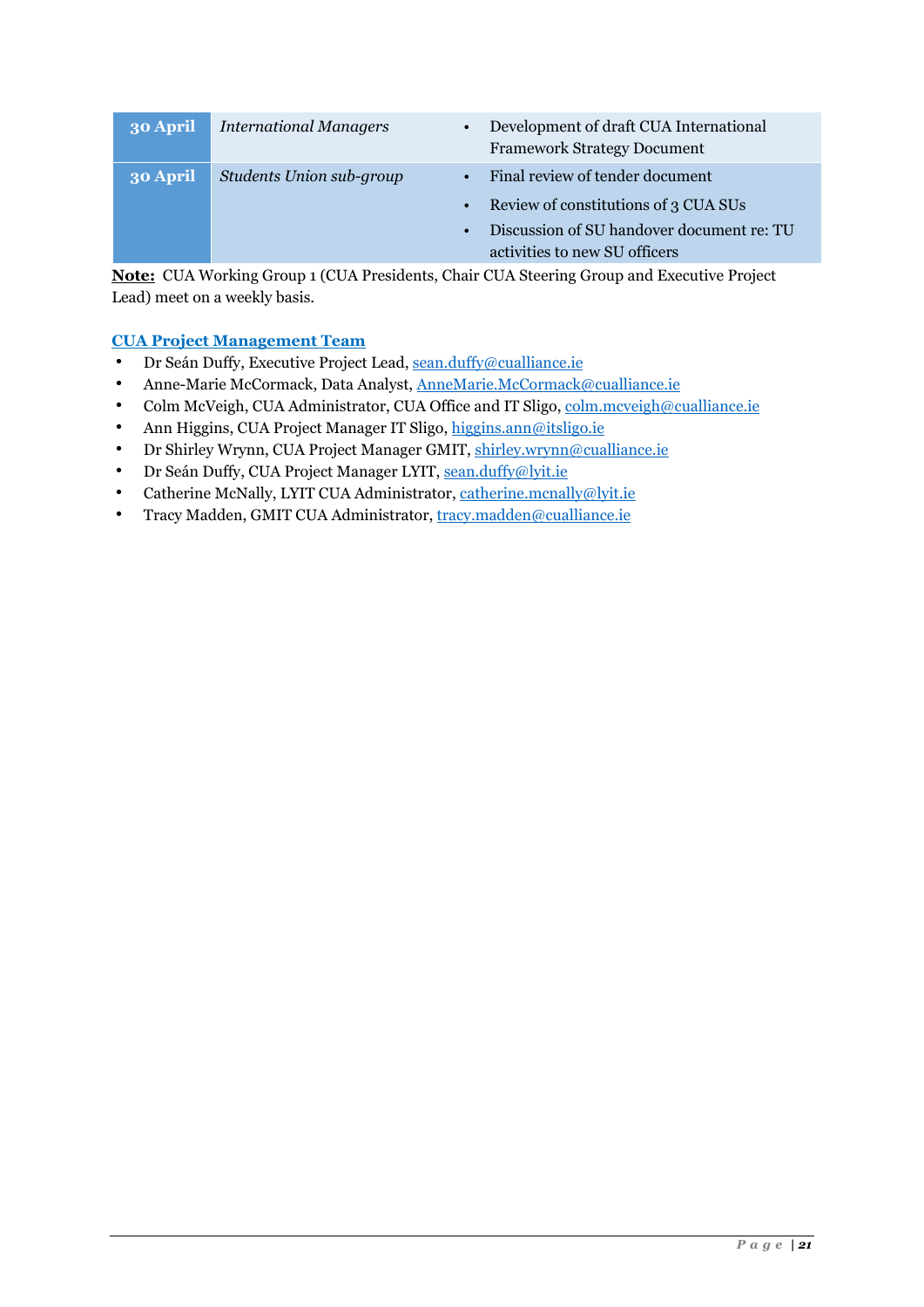| | | |
|---|---|---|
| **30 April** | *International Managers* | • Development of draft CUA International Framework Strategy Document |
| **30 April** | *Students Union sub-group* | • Final review of tender document<br>• Review of constitutions of 3 CUA SUs<br>• Discussion of SU handover document re: TU activities to new SU officers |

**Note:** CUA Working Group 1 (CUA Presidents, Chair CUA Steering Group and Executive Project Lead) meet on a weekly basis.

**CUA Project Management Team**

- Dr Seán Duffy, Executive Project Lead, sean.duffy@cualliance.ie
- Anne-Marie McCormack, Data Analyst, AnneMarie.McCormack@cualliance.ie
- Colm McVeigh, CUA Administrator, CUA Office and IT Sligo, colm.mcveigh@cualliance.ie
- Ann Higgins, CUA Project Manager IT Sligo, higgins.ann@itsligo.ie
- Dr Shirley Wrynn, CUA Project Manager GMIT, shirley.wrynn@cualliance.ie
- Dr Seán Duffy, CUA Project Manager LYIT, sean.duffy@lyit.ie
- Catherine McNally, LYIT CUA Administrator, catherine.mcnally@lyit.ie
- Tracy Madden, GMIT CUA Administrator, tracy.madden@cualliance.ie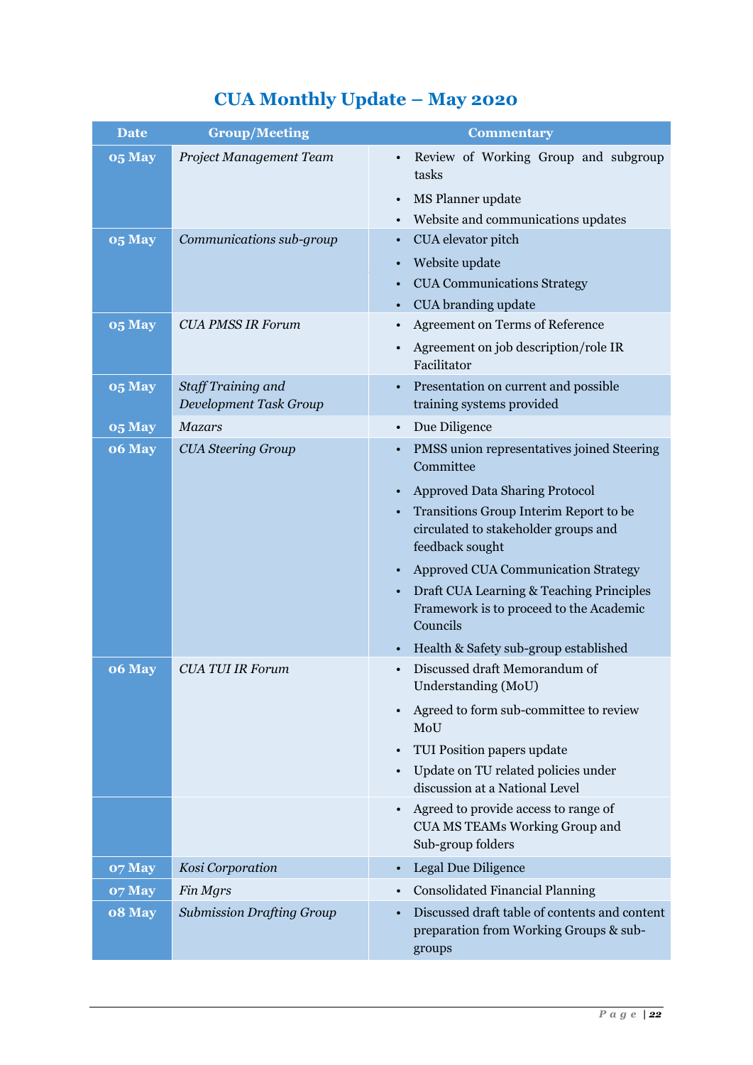# CUA Monthly Update – May 2020

| Date | Group/Meeting | Commentary |
|---|---|---|
| **05 May** | *Project Management Team* | • Review of Working Group and subgroup tasks<br>• MS Planner update<br>• Website and communications updates |
| **05 May** | *Communications sub-group* | • CUA elevator pitch<br>• Website update<br>• CUA Communications Strategy<br>• CUA branding update |
| **05 May** | *CUA PMSS IR Forum* | • Agreement on Terms of Reference<br>• Agreement on job description/role IR Facilitator |
| **05 May** | *Staff Training and Development Task Group* | • Presentation on current and possible training systems provided |
| **05 May** | *Mazars* | • Due Diligence |
| **06 May** | *CUA Steering Group* | • PMSS union representatives joined Steering Committee<br>• Approved Data Sharing Protocol<br>• Transitions Group Interim Report to be circulated to stakeholder groups and feedback sought<br>• Approved CUA Communication Strategy<br>• Draft CUA Learning & Teaching Principles Framework is to proceed to the Academic Councils<br>• Health & Safety sub-group established |
| **06 May** | *CUA TUI IR Forum* | • Discussed draft Memorandum of Understanding (MoU)<br>• Agreed to form sub-committee to review MoU<br>• TUI Position papers update<br>• Update on TU related policies under discussion at a National Level |
| | | • Agreed to provide access to range of CUA MS TEAMs Working Group and Sub-group folders |
| **07 May** | *Kosi Corporation* | • Legal Due Diligence |
| **07 May** | *Fin Mgrs* | • Consolidated Financial Planning |
| **08 May** | *Submission Drafting Group* | • Discussed draft table of contents and content preparation from Working Groups & sub-groups |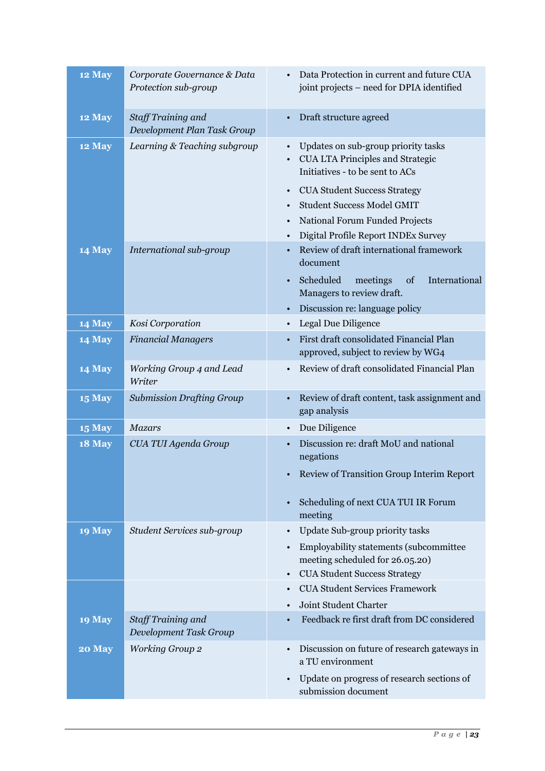| 12 May | *Corporate Governance & Data Protection sub-group* | • Data Protection in current and future CUA joint projects – need for DPIA identified |
|---|---|---|
| 12 May | *Staff Training and Development Plan Task Group* | • Draft structure agreed |
| 12 May | *Learning & Teaching subgroup* | • Updates on sub-group priority tasks<br>• CUA LTA Principles and Strategic Initiatives - to be sent to ACs<br>• CUA Student Success Strategy<br>• Student Success Model GMIT<br>• National Forum Funded Projects<br>• Digital Profile Report INDEx Survey |
| 14 May | *International sub-group* | • Review of draft international framework document<br>• Scheduled meetings of International Managers to review draft.<br>• Discussion re: language policy |
| 14 May | *Kosi Corporation* | • Legal Due Diligence |
| 14 May | *Financial Managers* | • First draft consolidated Financial Plan approved, subject to review by WG4 |
| 14 May | *Working Group 4 and Lead Writer* | • Review of draft consolidated Financial Plan |
| 15 May | *Submission Drafting Group* | • Review of draft content, task assignment and gap analysis |
| 15 May | *Mazars* | • Due Diligence |
| 18 May | *CUA TUI Agenda Group* | • Discussion re: draft MoU and national negations<br>• Review of Transition Group Interim Report<br>• Scheduling of next CUA TUI IR Forum meeting |
| 19 May | *Student Services sub-group* | • Update Sub-group priority tasks<br>• Employability statements (subcommittee meeting scheduled for 26.05.20)<br>• CUA Student Success Strategy |
| | | • CUA Student Services Framework<br>• Joint Student Charter |
| 19 May | *Staff Training and Development Task Group* | • Feedback re first draft from DC considered |
| 20 May | *Working Group 2* | • Discussion on future of research gateways in a TU environment<br>• Update on progress of research sections of submission document |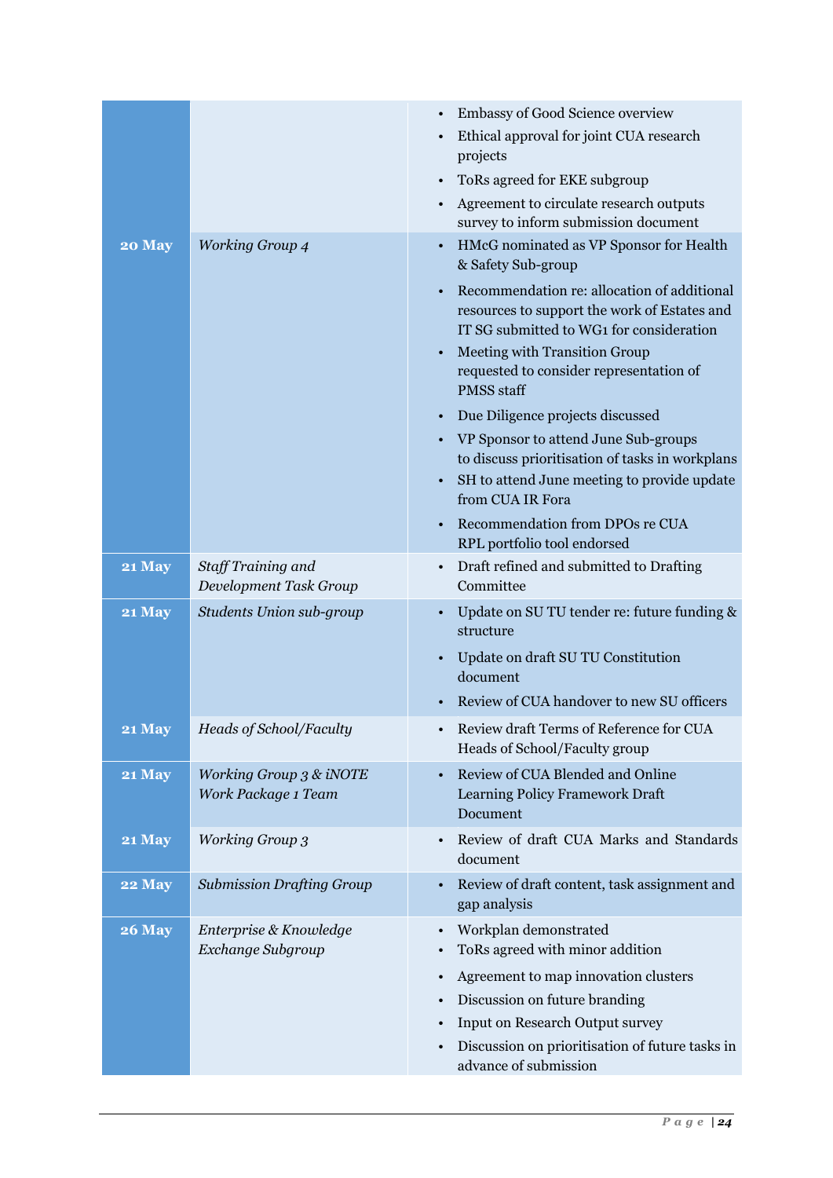| | | |
|---|---|---|
| | | • Embassy of Good Science overview<br>• Ethical approval for joint CUA research projects<br>• ToRs agreed for EKE subgroup<br>• Agreement to circulate research outputs survey to inform submission document |
| **20 May** | *Working Group 4* | • HMcG nominated as VP Sponsor for Health & Safety Sub-group<br>• Recommendation re: allocation of additional resources to support the work of Estates and IT SG submitted to WG1 for consideration<br>• Meeting with Transition Group requested to consider representation of PMSS staff<br>• Due Diligence projects discussed<br>• VP Sponsor to attend June Sub-groups to discuss prioritisation of tasks in workplans<br>• SH to attend June meeting to provide update from CUA IR Fora<br>• Recommendation from DPOs re CUA RPL portfolio tool endorsed |
| **21 May** | *Staff Training and Development Task Group* | • Draft refined and submitted to Drafting Committee |
| **21 May** | *Students Union sub-group* | • Update on SU TU tender re: future funding & structure<br>• Update on draft SU TU Constitution document<br>• Review of CUA handover to new SU officers |
| **21 May** | *Heads of School/Faculty* | • Review draft Terms of Reference for CUA Heads of School/Faculty group |
| **21 May** | *Working Group 3 & iNOTE Work Package 1 Team* | • Review of CUA Blended and Online Learning Policy Framework Draft Document |
| **21 May** | *Working Group 3* | • Review of draft CUA Marks and Standards document |
| **22 May** | *Submission Drafting Group* | • Review of draft content, task assignment and gap analysis |
| **26 May** | *Enterprise & Knowledge Exchange Subgroup* | • Workplan demonstrated<br>• ToRs agreed with minor addition<br>• Agreement to map innovation clusters<br>• Discussion on future branding<br>• Input on Research Output survey<br>• Discussion on prioritisation of future tasks in advance of submission |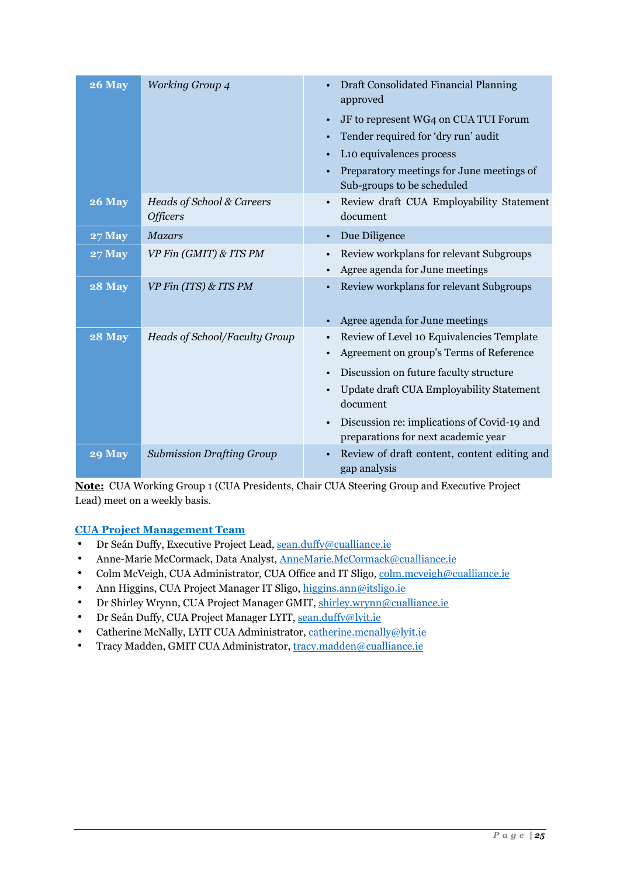| | | |
|---|---|---|
| **26 May** | *Working Group 4* | • Draft Consolidated Financial Planning approved<br>• JF to represent WG4 on CUA TUI Forum<br>• Tender required for 'dry run' audit<br>• L10 equivalences process<br>• Preparatory meetings for June meetings of Sub-groups to be scheduled |
| **26 May** | *Heads of School & Careers Officers* | • Review draft CUA Employability Statement document |
| **27 May** | *Mazars* | • Due Diligence |
| **27 May** | *VP Fin (GMIT) & ITS PM* | • Review workplans for relevant Subgroups<br>• Agree agenda for June meetings |
| **28 May** | *VP Fin (ITS) & ITS PM* | • Review workplans for relevant Subgroups<br>• Agree agenda for June meetings |
| **28 May** | *Heads of School/Faculty Group* | • Review of Level 10 Equivalencies Template<br>• Agreement on group's Terms of Reference<br>• Discussion on future faculty structure<br>• Update draft CUA Employability Statement document<br>• Discussion re: implications of Covid-19 and preparations for next academic year |
| **29 May** | *Submission Drafting Group* | • Review of draft content, content editing and gap analysis |

**Note:** CUA Working Group 1 (CUA Presidents, Chair CUA Steering Group and Executive Project Lead) meet on a weekly basis.

**CUA Project Management Team**

- Dr Seán Duffy, Executive Project Lead, sean.duffy@cualliance.ie
- Anne-Marie McCormack, Data Analyst, AnneMarie.McCormack@cualliance.ie
- Colm McVeigh, CUA Administrator, CUA Office and IT Sligo, colm.mcveigh@cualliance.ie
- Ann Higgins, CUA Project Manager IT Sligo, higgins.ann@itsligo.ie
- Dr Shirley Wrynn, CUA Project Manager GMIT, shirley.wrynn@cualliance.ie
- Dr Seán Duffy, CUA Project Manager LYIT, sean.duffy@lyit.ie
- Catherine McNally, LYIT CUA Administrator, catherine.mcnally@lyit.ie
- Tracy Madden, GMIT CUA Administrator, tracy.madden@cualliance.ie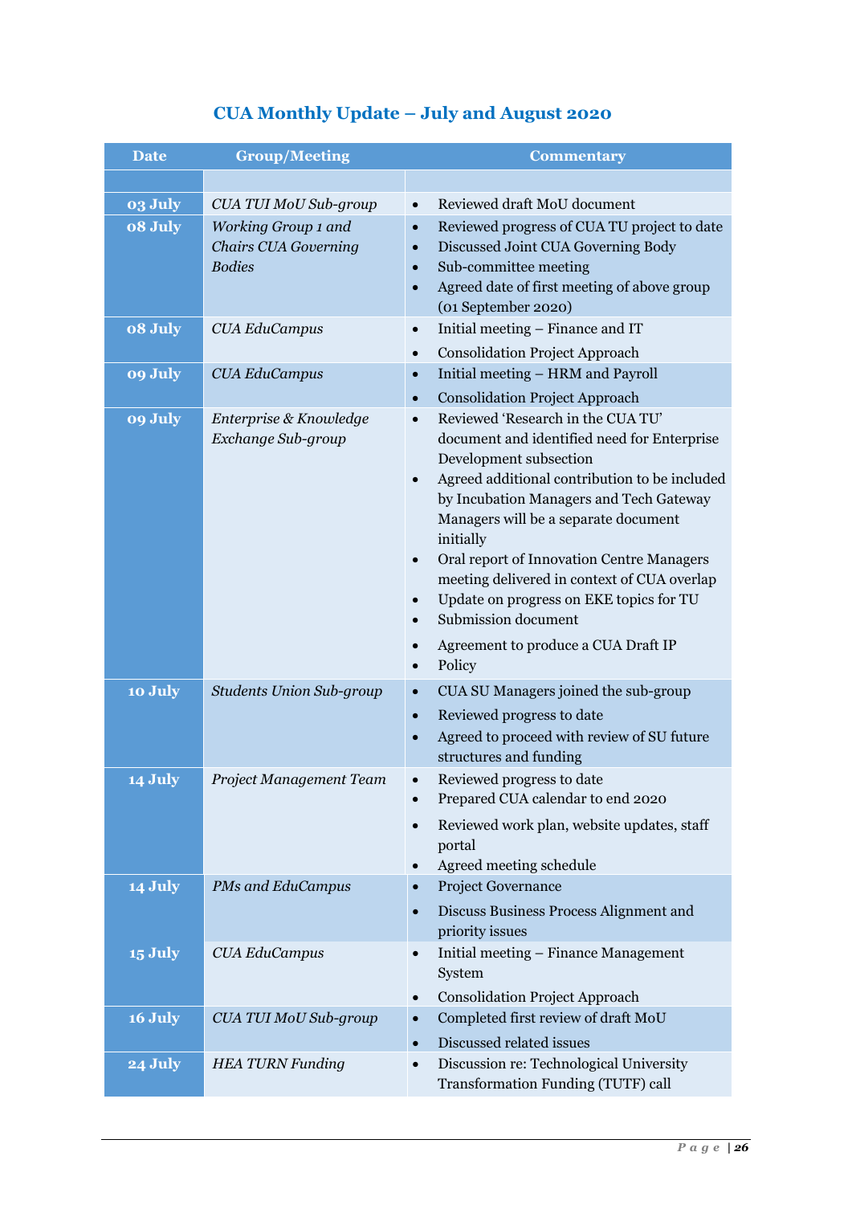## CUA Monthly Update – July and August 2020

| Date | Group/Meeting | Commentary |
|---|---|---|
| | | |
| 03 July | *CUA TUI MoU Sub-group* | • Reviewed draft MoU document |
| 08 July | *Working Group 1 and Chairs CUA Governing Bodies* | • Reviewed progress of CUA TU project to date<br>• Discussed Joint CUA Governing Body<br>• Sub-committee meeting<br>• Agreed date of first meeting of above group (01 September 2020) |
| 08 July | *CUA EduCampus* | • Initial meeting – Finance and IT<br>• Consolidation Project Approach |
| 09 July | *CUA EduCampus* | • Initial meeting – HRM and Payroll<br>• Consolidation Project Approach |
| 09 July | *Enterprise & Knowledge Exchange Sub-group* | • Reviewed 'Research in the CUA TU' document and identified need for Enterprise Development subsection<br>• Agreed additional contribution to be included by Incubation Managers and Tech Gateway Managers will be a separate document initially<br>• Oral report of Innovation Centre Managers meeting delivered in context of CUA overlap<br>• Update on progress on EKE topics for TU<br>• Submission document<br>• Agreement to produce a CUA Draft IP<br>• Policy |
| 10 July | *Students Union Sub-group* | • CUA SU Managers joined the sub-group<br>• Reviewed progress to date<br>• Agreed to proceed with review of SU future structures and funding |
| 14 July | *Project Management Team* | • Reviewed progress to date<br>• Prepared CUA calendar to end 2020<br>• Reviewed work plan, website updates, staff portal<br>• Agreed meeting schedule |
| 14 July | *PMs and EduCampus* | • Project Governance<br>• Discuss Business Process Alignment and priority issues |
| 15 July | *CUA EduCampus* | • Initial meeting – Finance Management System<br>• Consolidation Project Approach |
| 16 July | *CUA TUI MoU Sub-group* | • Completed first review of draft MoU<br>• Discussed related issues |
| 24 July | *HEA TURN Funding* | • Discussion re: Technological University Transformation Funding (TUTF) call |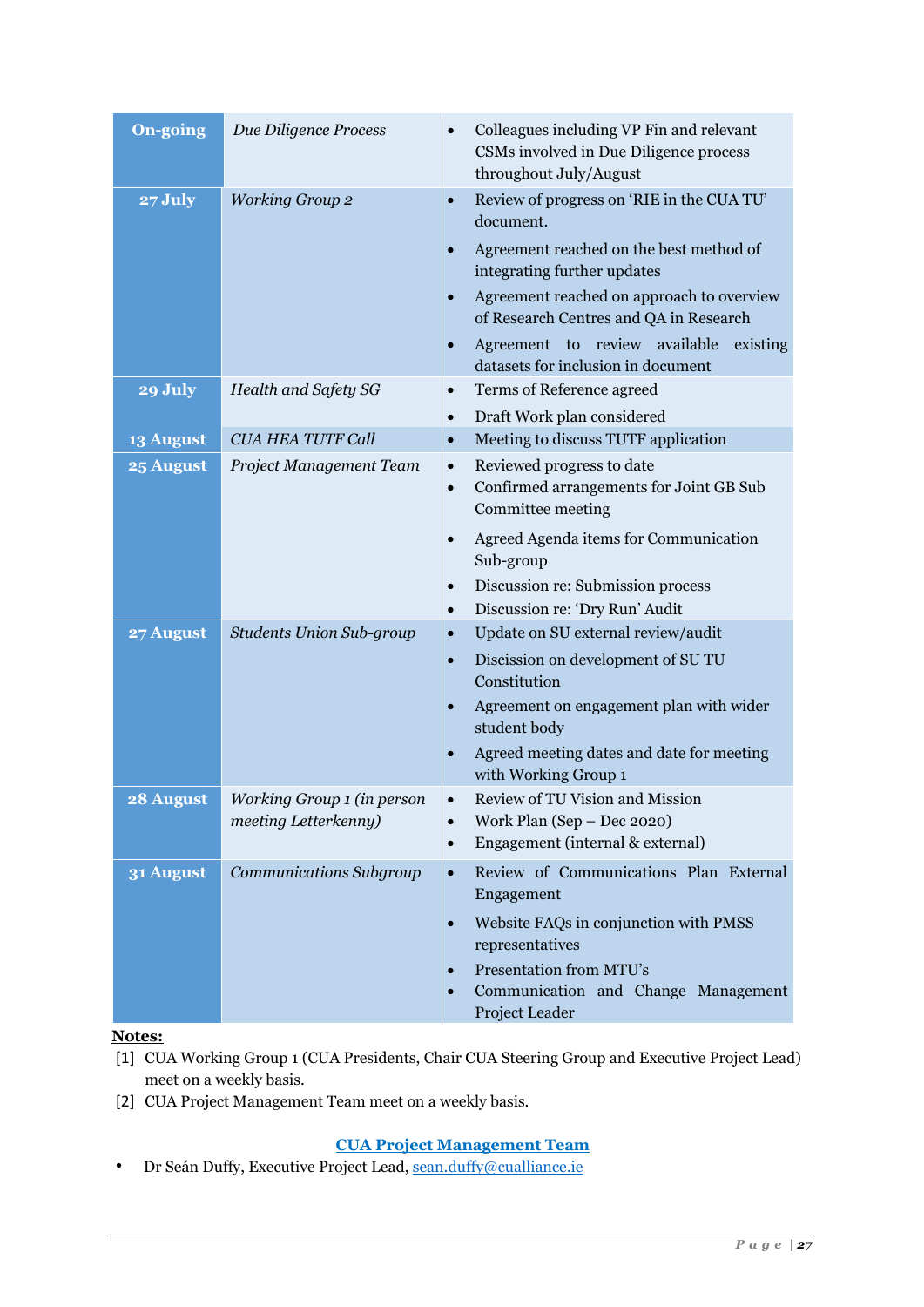| Date | Meeting | Outcomes |
|---|---|---|
| **On-going** | *Due Diligence Process* | • Colleagues including VP Fin and relevant CSMs involved in Due Diligence process throughout July/August |
| **27 July** | *Working Group 2* | • Review of progress on 'RIE in the CUA TU' document.<br>• Agreement reached on the best method of integrating further updates<br>• Agreement reached on approach to overview of Research Centres and QA in Research<br>• Agreement to review available existing datasets for inclusion in document |
| **29 July** | *Health and Safety SG* | • Terms of Reference agreed<br>• Draft Work plan considered |
| **13 August** | *CUA HEA TUTF Call* | • Meeting to discuss TUTF application |
| **25 August** | *Project Management Team* | • Reviewed progress to date<br>• Confirmed arrangements for Joint GB Sub Committee meeting<br>• Agreed Agenda items for Communication Sub-group<br>• Discussion re: Submission process<br>• Discussion re: 'Dry Run' Audit |
| **27 August** | *Students Union Sub-group* | • Update on SU external review/audit<br>• Discission on development of SU TU Constitution<br>• Agreement on engagement plan with wider student body<br>• Agreed meeting dates and date for meeting with Working Group 1 |
| **28 August** | *Working Group 1 (in person meeting Letterkenny)* | • Review of TU Vision and Mission<br>• Work Plan (Sep – Dec 2020)<br>• Engagement (internal & external) |
| **31 August** | *Communications Subgroup* | • Review of Communications Plan External Engagement<br>• Website FAQs in conjunction with PMSS representatives<br>• Presentation from MTU's<br>• Communication and Change Management Project Leader |

**Notes:**

[1] CUA Working Group 1 (CUA Presidents, Chair CUA Steering Group and Executive Project Lead) meet on a weekly basis.

[2] CUA Project Management Team meet on a weekly basis.

**CUA Project Management Team**

- Dr Seán Duffy, Executive Project Lead, sean.duffy@cualliance.ie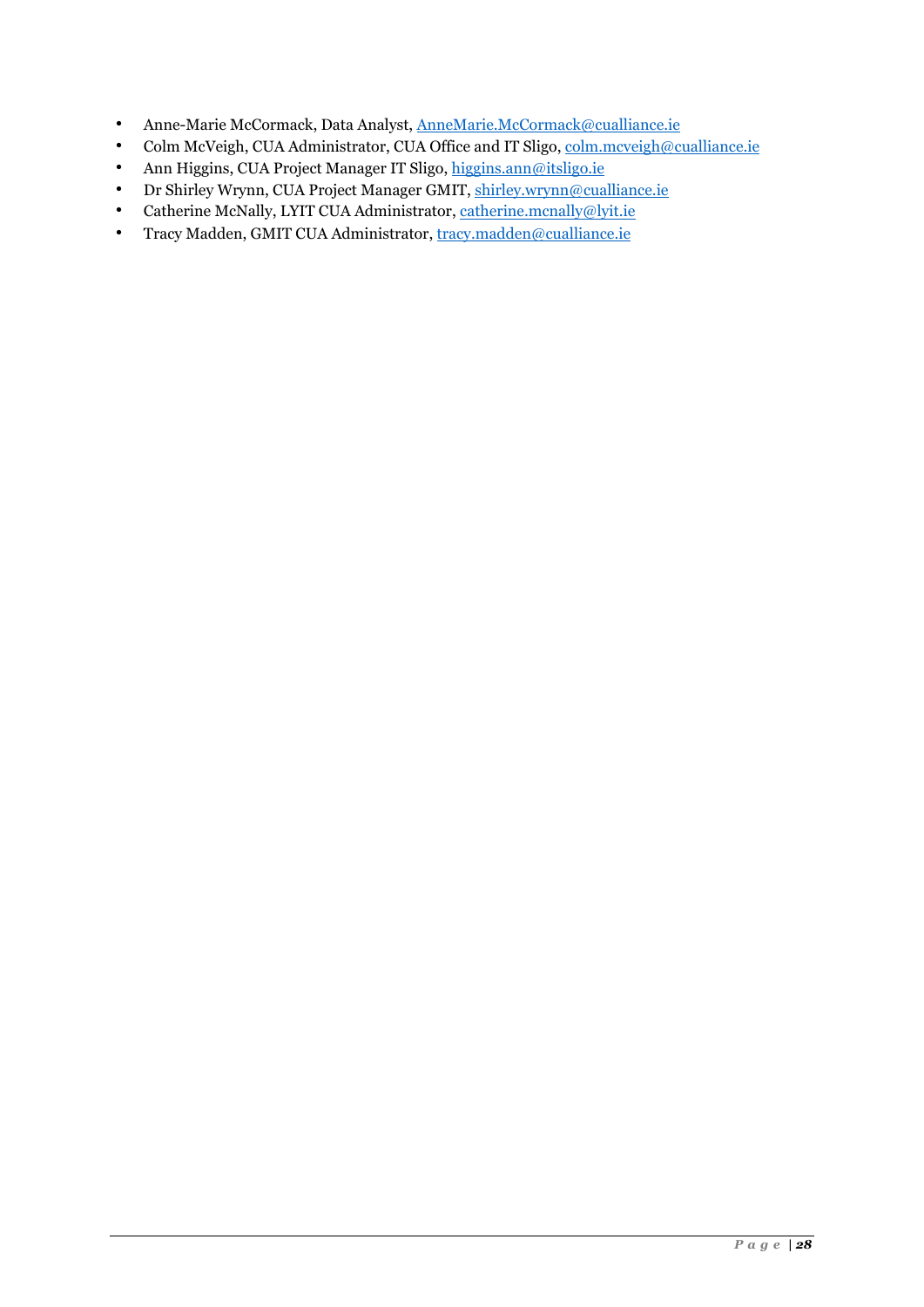- Anne-Marie McCormack, Data Analyst, AnneMarie.McCormack@cualliance.ie
- Colm McVeigh, CUA Administrator, CUA Office and IT Sligo, colm.mcveigh@cualliance.ie
- Ann Higgins, CUA Project Manager IT Sligo, higgins.ann@itsligo.ie
- Dr Shirley Wrynn, CUA Project Manager GMIT, shirley.wrynn@cualliance.ie
- Catherine McNally, LYIT CUA Administrator, catherine.mcnally@lyit.ie
- Tracy Madden, GMIT CUA Administrator, tracy.madden@cualliance.ie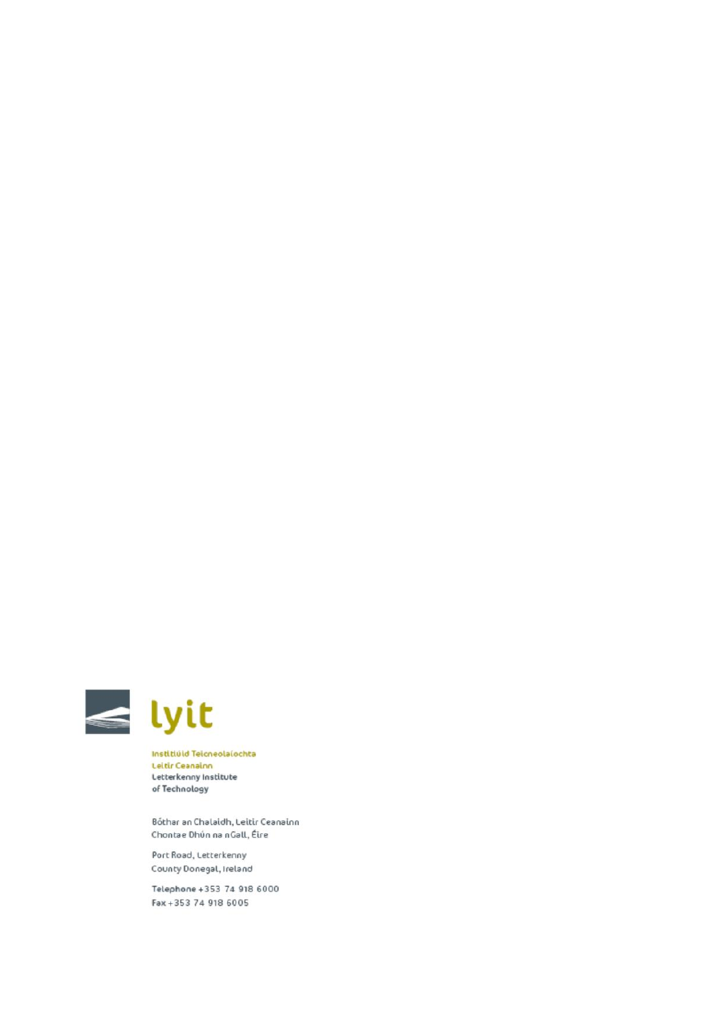lyit

Institiúid Teicneolaíochta
Leitir Ceanainn
Letterkenny Institute
of Technology

Bóthar an Chalaidh, Leitir Ceanainn
Chontae Dhún na nGall, Éire

Port Road, Letterkenny
County Donegal, Ireland

Telephone +353 74 918 6000
Fax +353 74 918 6005